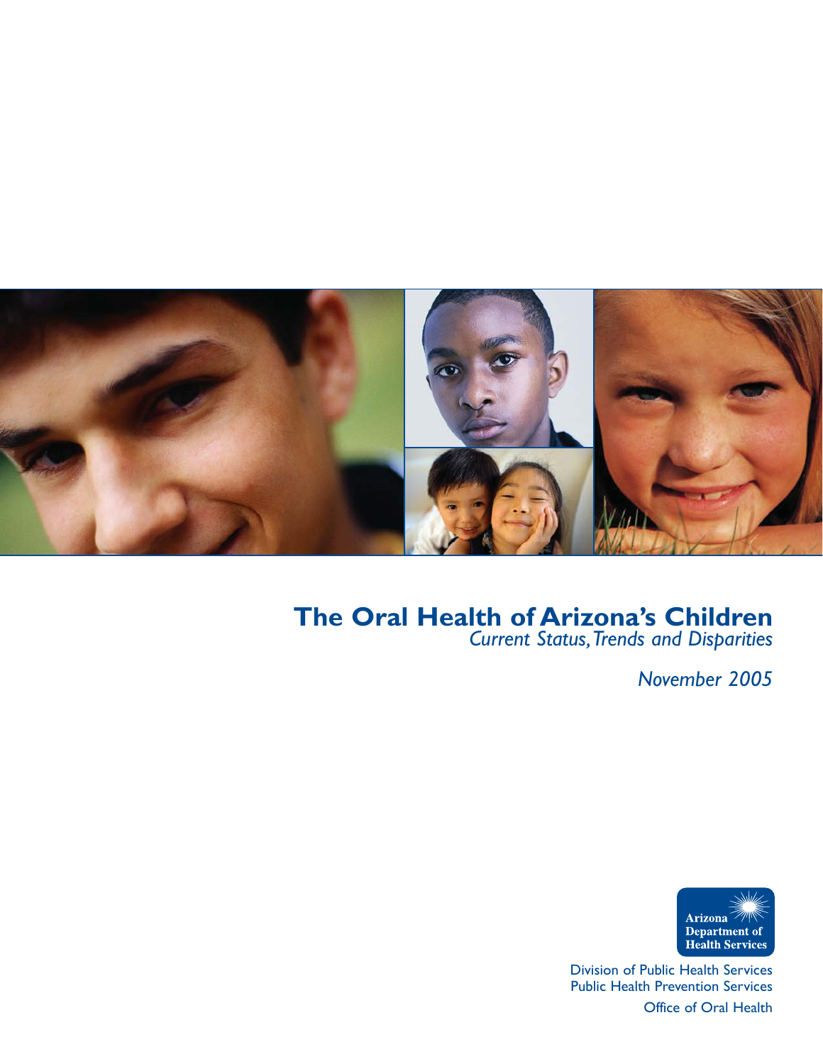# The Oral Health of Arizona's Children

*Current Status, Trends and Disparities*

*November 2005*

Arizona Department of Health Services

Division of Public Health Services
Public Health Prevention Services
Office of Oral Health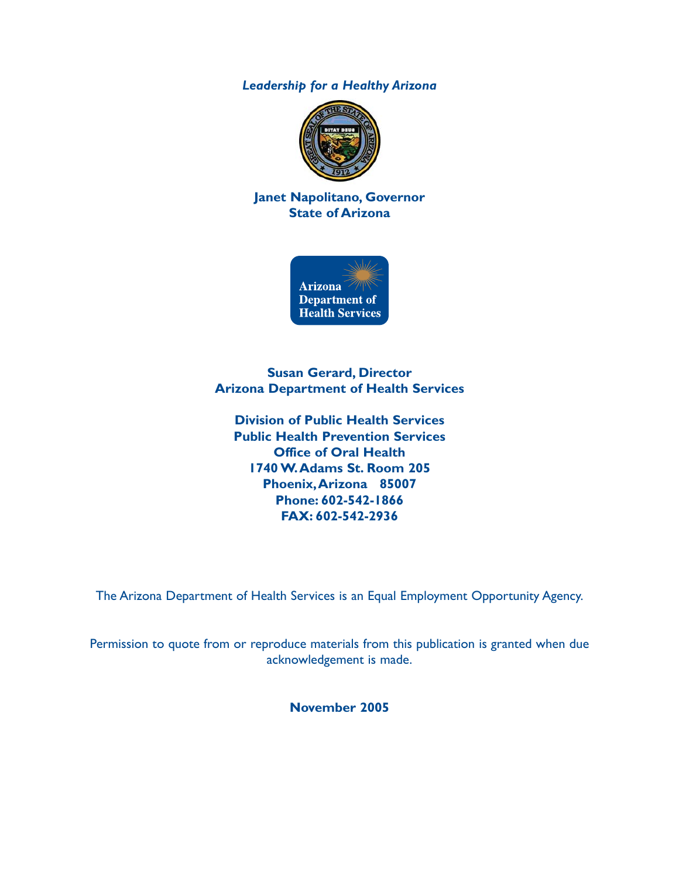*Leadership for a Healthy Arizona*

**Janet Napolitano, Governor**
**State of Arizona**

Arizona
Department of
Health Services

**Susan Gerard, Director**
**Arizona Department of Health Services**

**Division of Public Health Services**
**Public Health Prevention Services**
**Office of Oral Health**
**1740 W. Adams St. Room 205**
**Phoenix, Arizona 85007**
**Phone: 602-542-1866**
**FAX: 602-542-2936**

The Arizona Department of Health Services is an Equal Employment Opportunity Agency.

Permission to quote from or reproduce materials from this publication is granted when due acknowledgement is made.

**November 2005**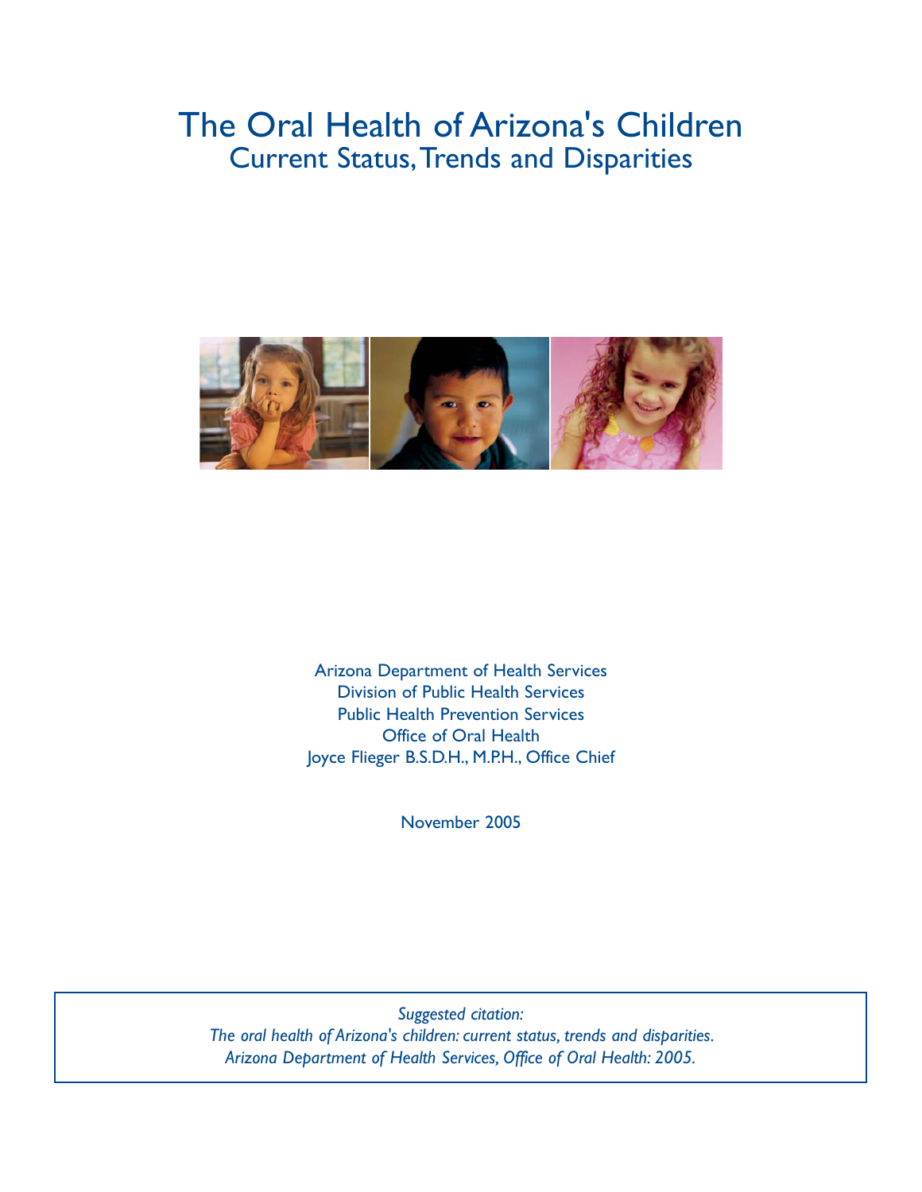# The Oral Health of Arizona's Children

## Current Status, Trends and Disparities

Arizona Department of Health Services
Division of Public Health Services
Public Health Prevention Services
Office of Oral Health
Joyce Flieger B.S.D.H., M.P.H., Office Chief

November 2005

*Suggested citation:*
*The oral health of Arizona's children: current status, trends and disparities.*
*Arizona Department of Health Services, Office of Oral Health: 2005.*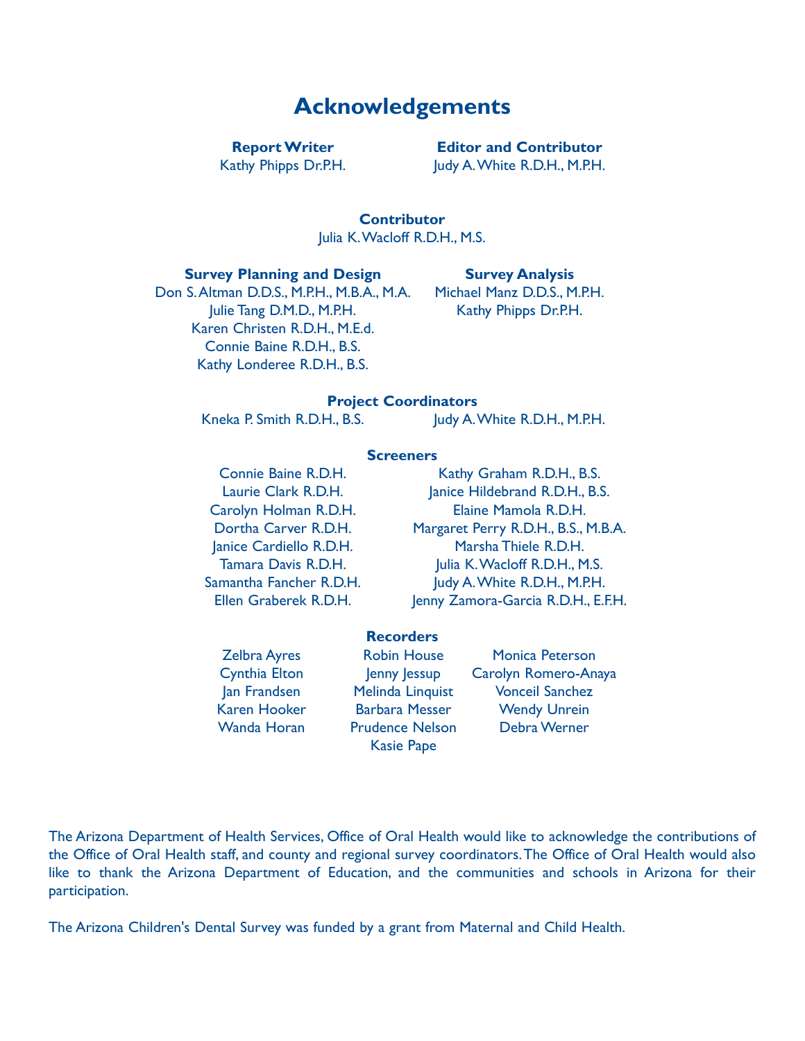# Acknowledgements

**Report Writer**
Kathy Phipps Dr.P.H.

**Editor and Contributor**
Judy A. White R.D.H., M.P.H.

**Contributor**
Julia K. Wacloff R.D.H., M.S.

**Survey Planning and Design**
Don S. Altman D.D.S., M.P.H., M.B.A., M.A.
Julie Tang D.M.D., M.P.H.
Karen Christen R.D.H., M.E.d.
Connie Baine R.D.H., B.S.
Kathy Londeree R.D.H., B.S.

**Survey Analysis**
Michael Manz D.D.S., M.P.H.
Kathy Phipps Dr.P.H.

**Project Coordinators**
Kneka P. Smith R.D.H., B.S.
Judy A. White R.D.H., M.P.H.

**Screeners**
Connie Baine R.D.H.
Laurie Clark R.D.H.
Carolyn Holman R.D.H.
Dortha Carver R.D.H.
Janice Cardiello R.D.H.
Tamara Davis R.D.H.
Samantha Fancher R.D.H.
Ellen Graberek R.D.H.
Kathy Graham R.D.H., B.S.
Janice Hildebrand R.D.H., B.S.
Elaine Mamola R.D.H.
Margaret Perry R.D.H., B.S., M.B.A.
Marsha Thiele R.D.H.
Julia K. Wacloff R.D.H., M.S.
Judy A. White R.D.H., M.P.H.
Jenny Zamora-Garcia R.D.H., E.F.H.

**Recorders**
Zelbra Ayres
Cynthia Elton
Jan Frandsen
Karen Hooker
Wanda Horan
Robin House
Jenny Jessup
Melinda Linquist
Barbara Messer
Prudence Nelson
Kasie Pape
Monica Peterson
Carolyn Romero-Anaya
Vonceil Sanchez
Wendy Unrein
Debra Werner

The Arizona Department of Health Services, Office of Oral Health would like to acknowledge the contributions of the Office of Oral Health staff, and county and regional survey coordinators. The Office of Oral Health would also like to thank the Arizona Department of Education, and the communities and schools in Arizona for their participation.

The Arizona Children's Dental Survey was funded by a grant from Maternal and Child Health.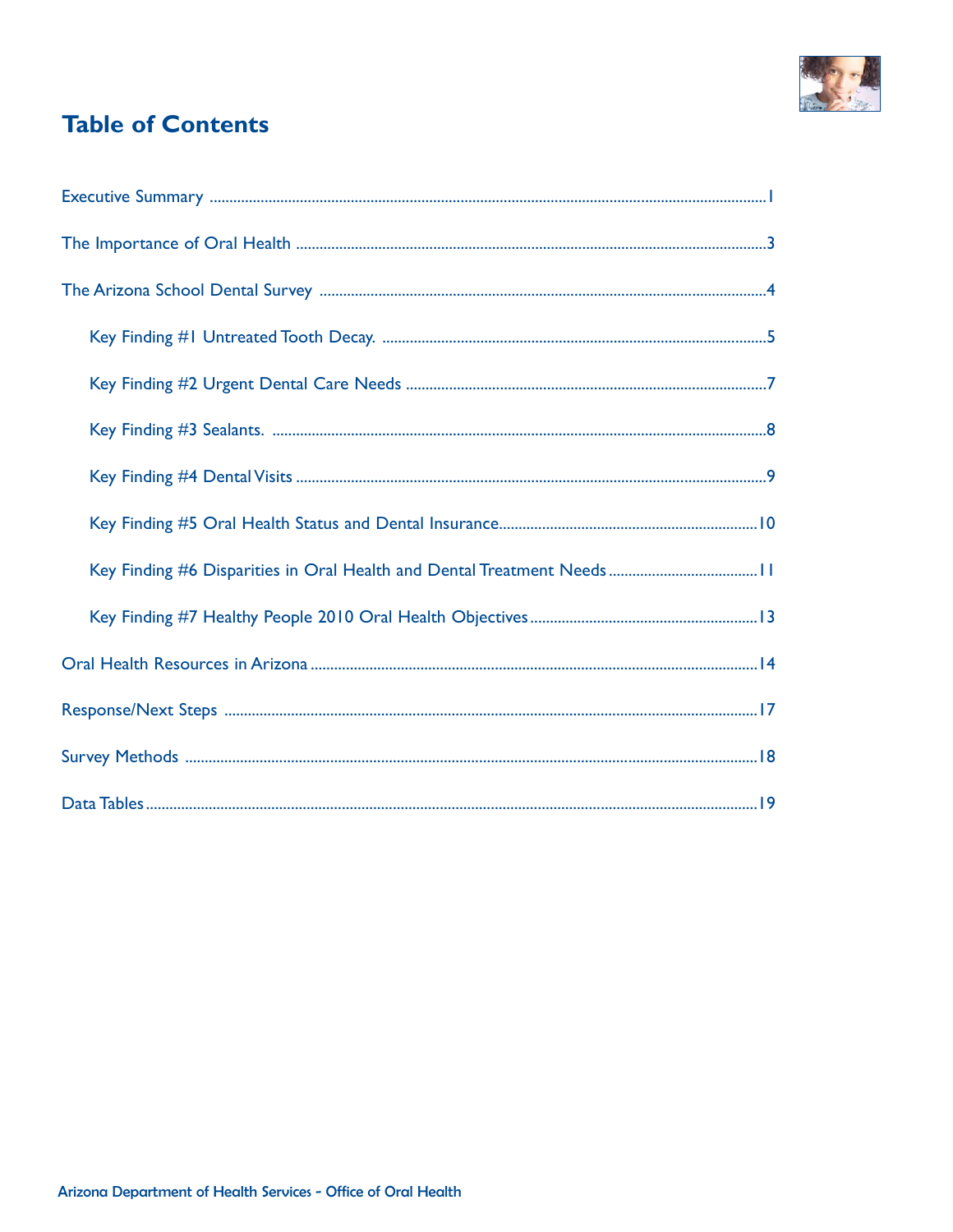# Table of Contents

Executive Summary ........................................................................................................................................1

The Importance of Oral Health ....................................................................................................................3

The Arizona School Dental Survey .............................................................................................................4

- Key Finding #1 Untreated Tooth Decay. .................................................................................................5
- Key Finding #2 Urgent Dental Care Needs ...........................................................................................7
- Key Finding #3 Sealants. .............................................................................................................................8
- Key Finding #4 Dental Visits .......................................................................................................................9
- Key Finding #5 Oral Health Status and Dental Insurance.................................................................10
- Key Finding #6 Disparities in Oral Health and Dental Treatment Needs ......................................11
- Key Finding #7 Healthy People 2010 Oral Health Objectives..........................................................13

Oral Health Resources in Arizona .............................................................................................................14

Response/Next Steps ...................................................................................................................................17

Survey Methods ............................................................................................................................................18

Data Tables......................................................................................................................................................19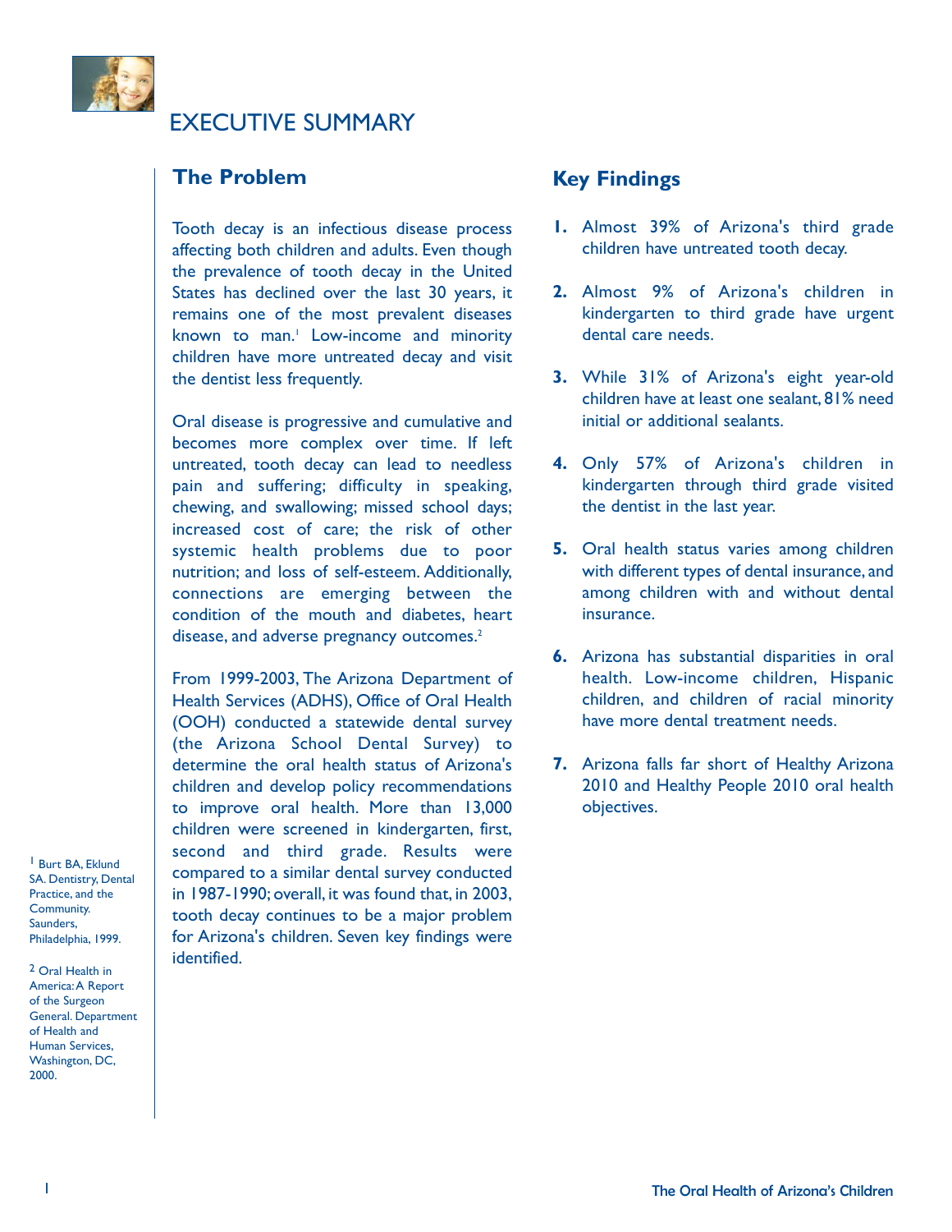# EXECUTIVE SUMMARY

## The Problem

Tooth decay is an infectious disease process affecting both children and adults. Even though the prevalence of tooth decay in the United States has declined over the last 30 years, it remains one of the most prevalent diseases known to man.[1] Low-income and minority children have more untreated decay and visit the dentist less frequently.

Oral disease is progressive and cumulative and becomes more complex over time. If left untreated, tooth decay can lead to needless pain and suffering; difficulty in speaking, chewing, and swallowing; missed school days; increased cost of care; the risk of other systemic health problems due to poor nutrition; and loss of self-esteem. Additionally, connections are emerging between the condition of the mouth and diabetes, heart disease, and adverse pregnancy outcomes.[2]

From 1999-2003, The Arizona Department of Health Services (ADHS), Office of Oral Health (OOH) conducted a statewide dental survey (the Arizona School Dental Survey) to determine the oral health status of Arizona's children and develop policy recommendations to improve oral health. More than 13,000 children were screened in kindergarten, first, second and third grade. Results were compared to a similar dental survey conducted in 1987-1990; overall, it was found that, in 2003, tooth decay continues to be a major problem for Arizona's children. Seven key findings were identified.

[1] Burt BA, Eklund SA. Dentistry, Dental Practice, and the Community. Saunders, Philadelphia, 1999.

[2] Oral Health in America: A Report of the Surgeon General. Department of Health and Human Services, Washington, DC, 2000.

## Key Findings

1. Almost 39% of Arizona's third grade children have untreated tooth decay.
2. Almost 9% of Arizona's children in kindergarten to third grade have urgent dental care needs.
3. While 31% of Arizona's eight year-old children have at least one sealant, 81% need initial or additional sealants.
4. Only 57% of Arizona's children in kindergarten through third grade visited the dentist in the last year.
5. Oral health status varies among children with different types of dental insurance, and among children with and without dental insurance.
6. Arizona has substantial disparities in oral health. Low-income children, Hispanic children, and children of racial minority have more dental treatment needs.
7. Arizona falls far short of Healthy Arizona 2010 and Healthy People 2010 oral health objectives.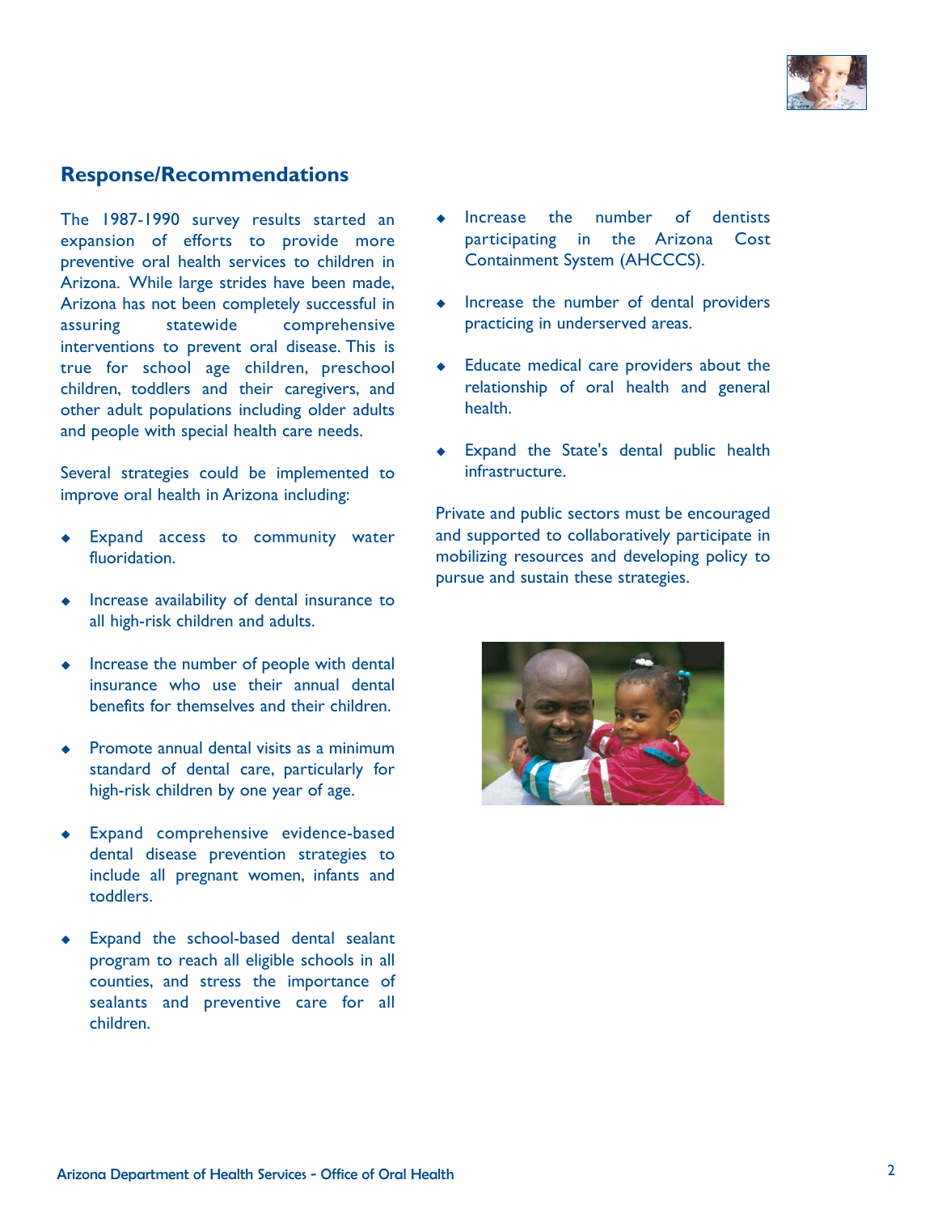## Response/Recommendations

The 1987-1990 survey results started an expansion of efforts to provide more preventive oral health services to children in Arizona. While large strides have been made, Arizona has not been completely successful in assuring statewide comprehensive interventions to prevent oral disease. This is true for school age children, preschool children, toddlers and their caregivers, and other adult populations including older adults and people with special health care needs.

Several strategies could be implemented to improve oral health in Arizona including:

- Expand access to community water fluoridation.
- Increase availability of dental insurance to all high-risk children and adults.
- Increase the number of people with dental insurance who use their annual dental benefits for themselves and their children.
- Promote annual dental visits as a minimum standard of dental care, particularly for high-risk children by one year of age.
- Expand comprehensive evidence-based dental disease prevention strategies to include all pregnant women, infants and toddlers.
- Expand the school-based dental sealant program to reach all eligible schools in all counties, and stress the importance of sealants and preventive care for all children.
- Increase the number of dentists participating in the Arizona Cost Containment System (AHCCCS).
- Increase the number of dental providers practicing in underserved areas.
- Educate medical care providers about the relationship of oral health and general health.
- Expand the State's dental public health infrastructure.

Private and public sectors must be encouraged and supported to collaboratively participate in mobilizing resources and developing policy to pursue and sustain these strategies.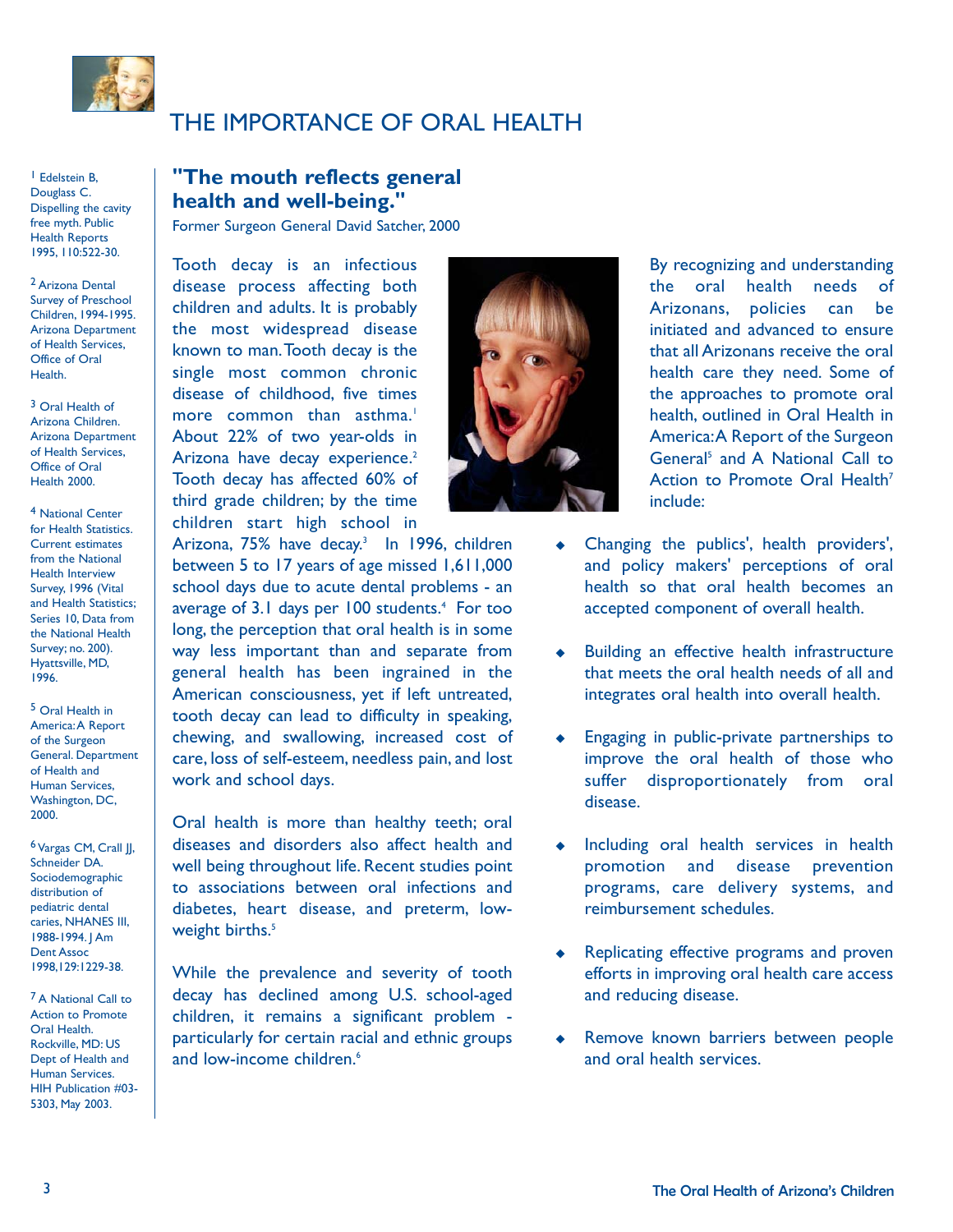# THE IMPORTANCE OF ORAL HEALTH

## "The mouth reflects general health and well-being."

Former Surgeon General David Satcher, 2000

Tooth decay is an infectious disease process affecting both children and adults. It is probably the most widespread disease known to man. Tooth decay is the single most common chronic disease of childhood, five times more common than asthma.[1] About 22% of two year-olds in Arizona have decay experience.[2] Tooth decay has affected 60% of third grade children; by the time children start high school in Arizona, 75% have decay.[3] In 1996, children between 5 to 17 years of age missed 1,611,000 school days due to acute dental problems - an average of 3.1 days per 100 students.[4] For too long, the perception that oral health is in some way less important than and separate from general health has been ingrained in the American consciousness, yet if left untreated, tooth decay can lead to difficulty in speaking, chewing, and swallowing, increased cost of care, loss of self-esteem, needless pain, and lost work and school days.

Oral health is more than healthy teeth; oral diseases and disorders also affect health and well being throughout life. Recent studies point to associations between oral infections and diabetes, heart disease, and preterm, low-weight births.[5]

While the prevalence and severity of tooth decay has declined among U.S. school-aged children, it remains a significant problem - particularly for certain racial and ethnic groups and low-income children.[6]

By recognizing and understanding the oral health needs of Arizonans, policies can be initiated and advanced to ensure that all Arizonans receive the oral health care they need. Some of the approaches to promote oral health, outlined in Oral Health in America: A Report of the Surgeon General[5] and A National Call to Action to Promote Oral Health[7] include:

- Changing the publics', health providers', and policy makers' perceptions of oral health so that oral health becomes an accepted component of overall health.
- Building an effective health infrastructure that meets the oral health needs of all and integrates oral health into overall health.
- Engaging in public-private partnerships to improve the oral health of those who suffer disproportionately from oral disease.
- Including oral health services in health promotion and disease prevention programs, care delivery systems, and reimbursement schedules.
- Replicating effective programs and proven efforts in improving oral health care access and reducing disease.
- Remove known barriers between people and oral health services.

---

1 Edelstein B, Douglass C. Dispelling the cavity free myth. Public Health Reports 1995, 110:522-30.

2 Arizona Dental Survey of Preschool Children, 1994-1995. Arizona Department of Health Services, Office of Oral Health.

3 Oral Health of Arizona Children. Arizona Department of Health Services, Office of Oral Health 2000.

4 National Center for Health Statistics. Current estimates from the National Health Interview Survey, 1996 (Vital and Health Statistics; Series 10, Data from the National Health Survey; no. 200). Hyattsville, MD, 1996.

5 Oral Health in America: A Report of the Surgeon General. Department of Health and Human Services, Washington, DC, 2000.

6 Vargas CM, Crall JJ, Schneider DA. Sociodemographic distribution of pediatric dental caries, NHANES III, 1988-1994. J Am Dent Assoc 1998,129:1229-38.

7 A National Call to Action to Promote Oral Health. Rockville, MD: US Dept of Health and Human Services. HIH Publication #03-5303, May 2003.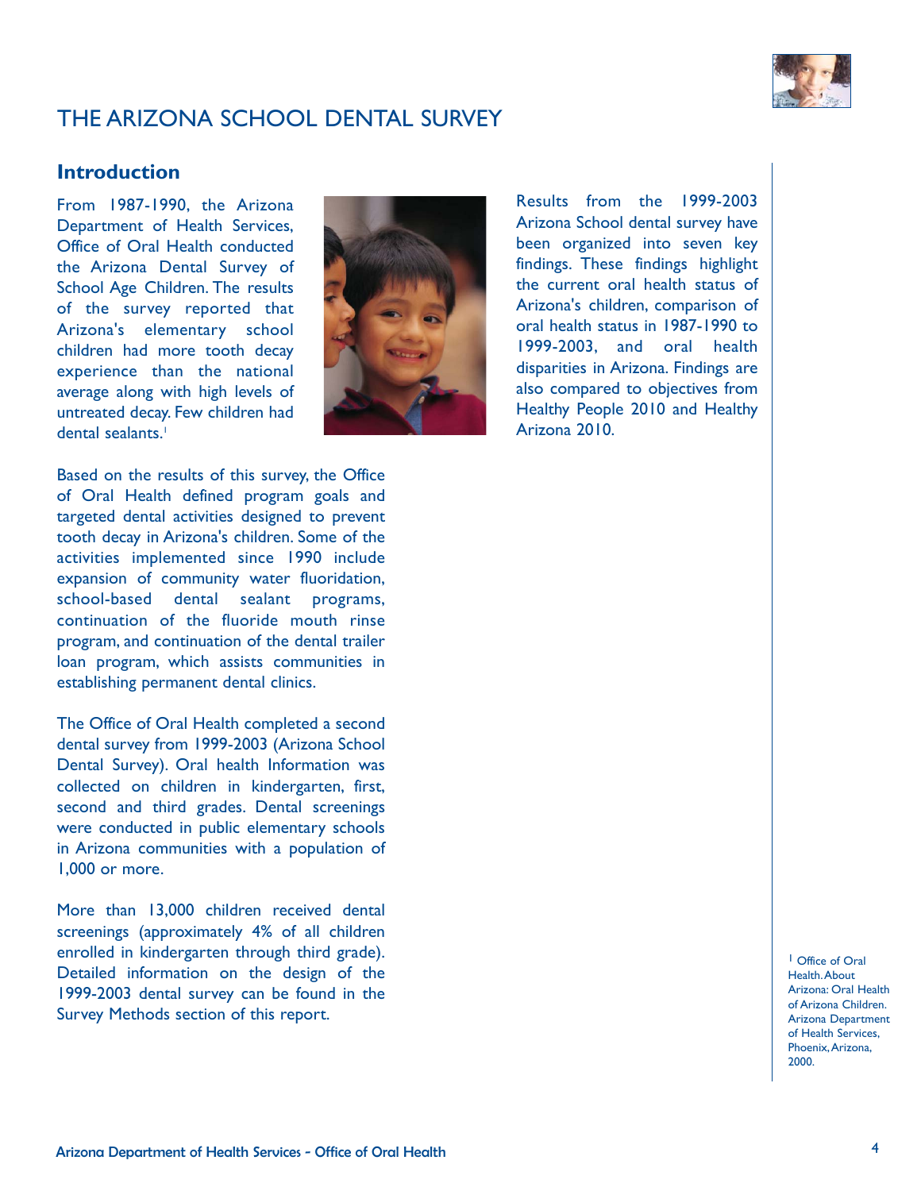# THE ARIZONA SCHOOL DENTAL SURVEY

## Introduction

From 1987-1990, the Arizona Department of Health Services, Office of Oral Health conducted the Arizona Dental Survey of School Age Children. The results of the survey reported that Arizona's elementary school children had more tooth decay experience than the national average along with high levels of untreated decay. Few children had dental sealants.[1]

Based on the results of this survey, the Office of Oral Health defined program goals and targeted dental activities designed to prevent tooth decay in Arizona's children. Some of the activities implemented since 1990 include expansion of community water fluoridation, school-based dental sealant programs, continuation of the fluoride mouth rinse program, and continuation of the dental trailer loan program, which assists communities in establishing permanent dental clinics.

The Office of Oral Health completed a second dental survey from 1999-2003 (Arizona School Dental Survey). Oral health Information was collected on children in kindergarten, first, second and third grades. Dental screenings were conducted in public elementary schools in Arizona communities with a population of 1,000 or more.

More than 13,000 children received dental screenings (approximately 4% of all children enrolled in kindergarten through third grade). Detailed information on the design of the 1999-2003 dental survey can be found in the Survey Methods section of this report.

Results from the 1999-2003 Arizona School dental survey have been organized into seven key findings. These findings highlight the current oral health status of Arizona's children, comparison of oral health status in 1987-1990 to 1999-2003, and oral health disparities in Arizona. Findings are also compared to objectives from Healthy People 2010 and Healthy Arizona 2010.

[1] Office of Oral Health. About Arizona: Oral Health of Arizona Children. Arizona Department of Health Services, Phoenix, Arizona, 2000.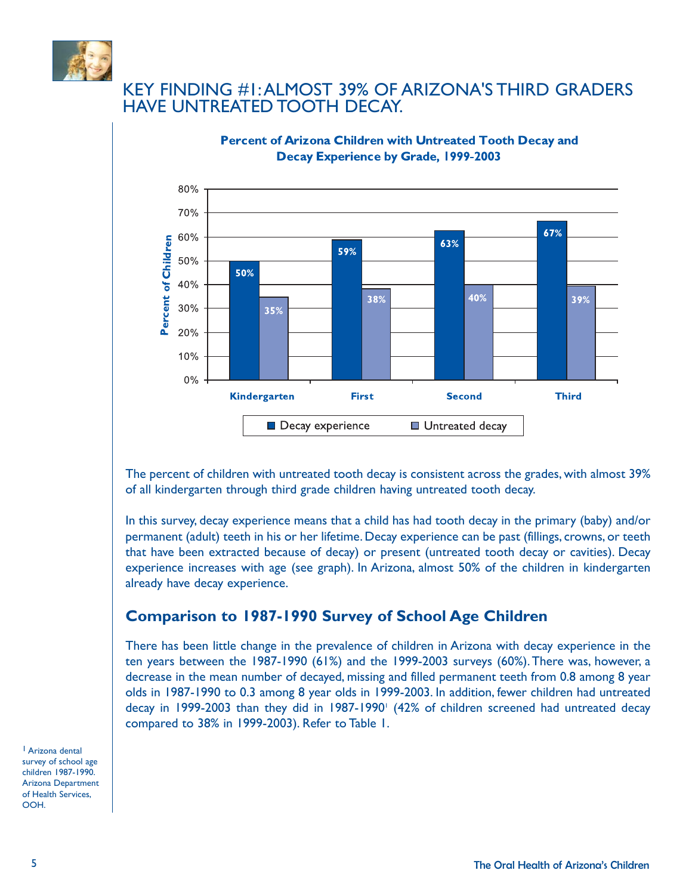# KEY FINDING #1: ALMOST 39% OF ARIZONA'S THIRD GRADERS HAVE UNTREATED TOOTH DECAY.

**Percent of Arizona Children with Untreated Tooth Decay and Decay Experience by Grade, 1999-2003**

| Grade | Decay experience | Untreated decay |
|---|---|---|
| Kindergarten | 50% | 35% |
| First | 59% | 38% |
| Second | 63% | 40% |
| Third | 67% | 39% |

The percent of children with untreated tooth decay is consistent across the grades, with almost 39% of all kindergarten through third grade children having untreated tooth decay.

In this survey, decay experience means that a child has had tooth decay in the primary (baby) and/or permanent (adult) teeth in his or her lifetime. Decay experience can be past (fillings, crowns, or teeth that have been extracted because of decay) or present (untreated tooth decay or cavities). Decay experience increases with age (see graph). In Arizona, almost 50% of the children in kindergarten already have decay experience.

## Comparison to 1987-1990 Survey of School Age Children

There has been little change in the prevalence of children in Arizona with decay experience in the ten years between the 1987-1990 (61%) and the 1999-2003 surveys (60%). There was, however, a decrease in the mean number of decayed, missing and filled permanent teeth from 0.8 among 8 year olds in 1987-1990 to 0.3 among 8 year olds in 1999-2003. In addition, fewer children had untreated decay in 1999-2003 than they did in 1987-1990[1] (42% of children screened had untreated decay compared to 38% in 1999-2003). Refer to Table 1.

[1] Arizona dental survey of school age children 1987-1990. Arizona Department of Health Services, OOH.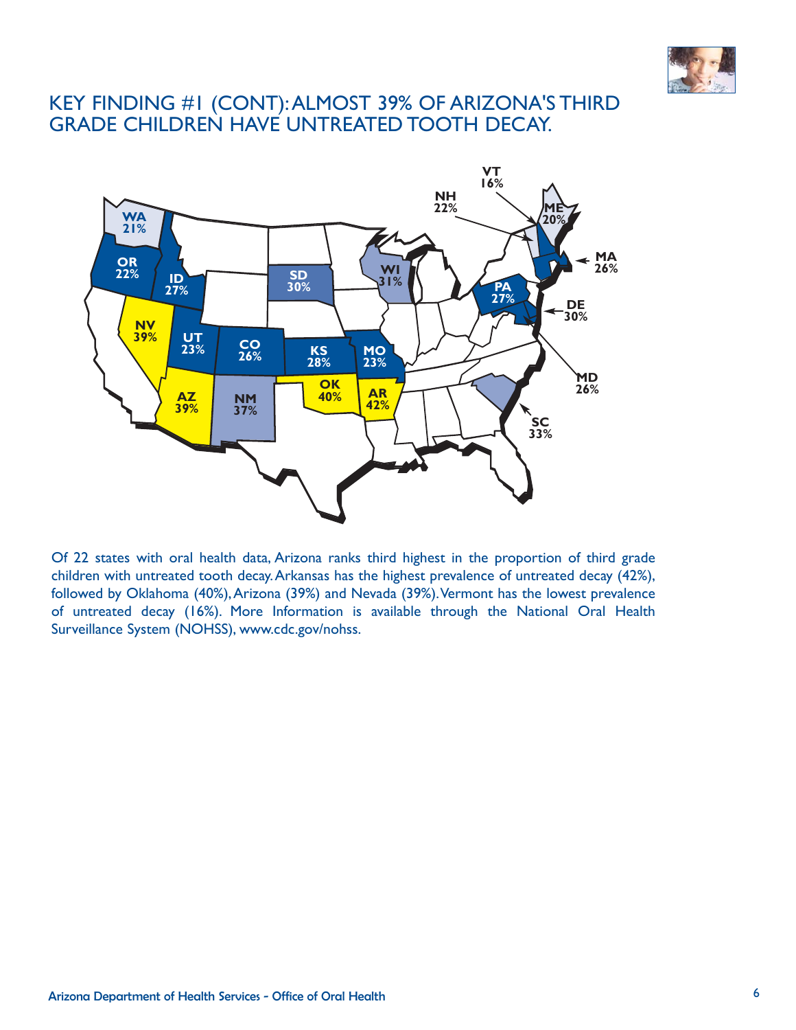# KEY FINDING #1 (CONT): ALMOST 39% OF ARIZONA'S THIRD GRADE CHILDREN HAVE UNTREATED TOOTH DECAY.

WA 21%, OR 22%, ID 27%, NV 39%, UT 23%, AZ 39%, CO 26%, NM 37%, SD 30%, KS 28%, OK 40%, MO 23%, AR 42%, WI 31%, PA 27%, VT 16%, NH 22%, ME 20%, MA 26%, DE 30%, MD 26%, SC 33%

Of 22 states with oral health data, Arizona ranks third highest in the proportion of third grade children with untreated tooth decay. Arkansas has the highest prevalence of untreated decay (42%), followed by Oklahoma (40%), Arizona (39%) and Nevada (39%). Vermont has the lowest prevalence of untreated decay (16%). More Information is available through the National Oral Health Surveillance System (NOHSS), www.cdc.gov/nohss.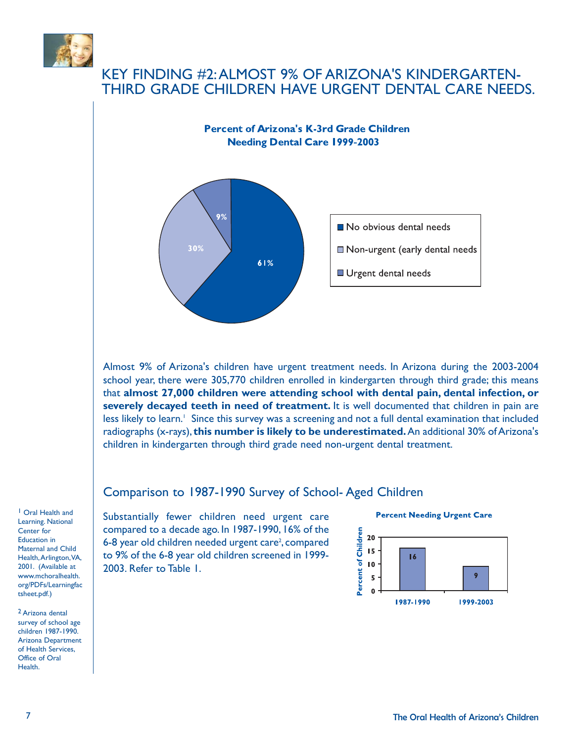# KEY FINDING #2: ALMOST 9% OF ARIZONA'S KINDERGARTEN-THIRD GRADE CHILDREN HAVE URGENT DENTAL CARE NEEDS.

**Percent of Arizona's K-3rd Grade Children Needing Dental Care 1999-2003**

| Category | Percent |
|---|---|
| No obvious dental needs | 61% |
| Non-urgent (early dental needs | 30% |
| Urgent dental needs | 9% |

Almost 9% of Arizona's children have urgent treatment needs. In Arizona during the 2003-2004 school year, there were 305,770 children enrolled in kindergarten through third grade; this means that **almost 27,000 children were attending school with dental pain, dental infection, or severely decayed teeth in need of treatment.** It is well documented that children in pain are less likely to learn.[1] Since this survey was a screening and not a full dental examination that included radiographs (x-rays), **this number is likely to be underestimated.** An additional 30% of Arizona's children in kindergarten through third grade need non-urgent dental treatment.

## Comparison to 1987-1990 Survey of School- Aged Children

Substantially fewer children need urgent care compared to a decade ago. In 1987-1990, 16% of the 6-8 year old children needed urgent care[2], compared to 9% of the 6-8 year old children screened in 1999-2003. Refer to Table 1.

**Percent Needing Urgent Care**

| Period | Percent of Children |
|---|---|
| 1987-1990 | 16 |
| 1999-2003 | 9 |

[1] Oral Health and Learning. National Center for Education in Maternal and Child Health, Arlington, VA, 2001. (Available at www.mchoralhealth.org/PDFs/Learningfactsheet.pdf.)

[2] Arizona dental survey of school age children 1987-1990. Arizona Department of Health Services, Office of Oral Health.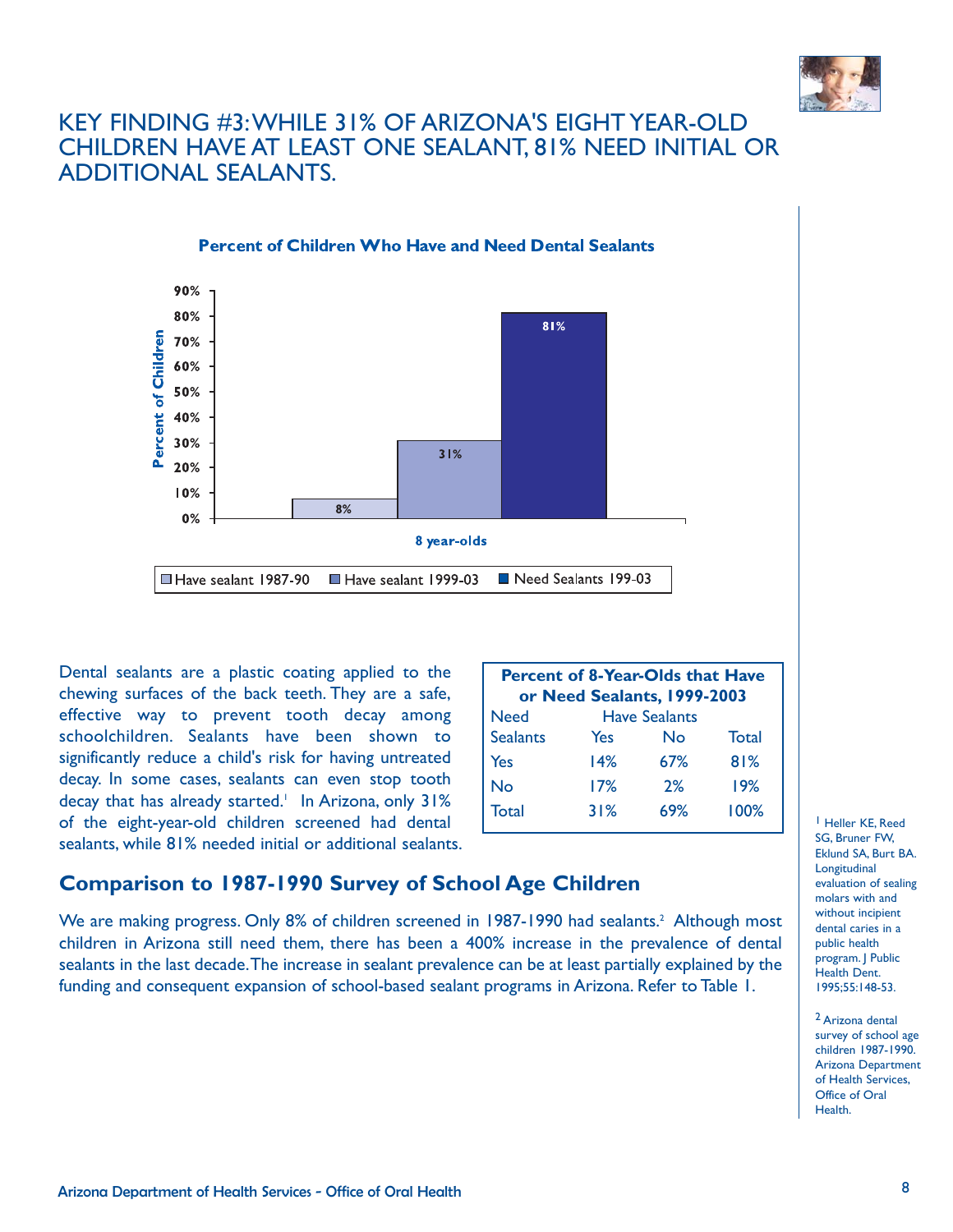# KEY FINDING #3: WHILE 31% OF ARIZONA'S EIGHT YEAR-OLD CHILDREN HAVE AT LEAST ONE SEALANT, 81% NEED INITIAL OR ADDITIONAL SEALANTS.

**Percent of Children Who Have and Need Dental Sealants**

| 8 year-olds | Percent of Children |
|---|---|
| Have sealant 1987-90 | 8% |
| Have sealant 1999-03 | 31% |
| Need Sealants 199-03 | 81% |

Dental sealants are a plastic coating applied to the chewing surfaces of the back teeth. They are a safe, effective way to prevent tooth decay among schoolchildren. Sealants have been shown to significantly reduce a child's risk for having untreated decay. In some cases, sealants can even stop tooth decay that has already started.[1] In Arizona, only 31% of the eight-year-old children screened had dental sealants, while 81% needed initial or additional sealants.

**Percent of 8-Year-Olds that Have or Need Sealants, 1999-2003**

| Need Sealants | Have Sealants: Yes | Have Sealants: No | Total |
|---|---|---|---|
| Yes | 14% | 67% | 81% |
| No | 17% | 2% | 19% |
| Total | 31% | 69% | 100% |

## Comparison to 1987-1990 Survey of School Age Children

We are making progress. Only 8% of children screened in 1987-1990 had sealants.[2] Although most children in Arizona still need them, there has been a 400% increase in the prevalence of dental sealants in the last decade. The increase in sealant prevalence can be at least partially explained by the funding and consequent expansion of school-based sealant programs in Arizona. Refer to Table 1.

[1] Heller KE, Reed SG, Bruner FW, Eklund SA, Burt BA. Longitudinal evaluation of sealing molars with and without incipient dental caries in a public health program. J Public Health Dent. 1995;55:148-53.

[2] Arizona dental survey of school age children 1987-1990. Arizona Department of Health Services, Office of Oral Health.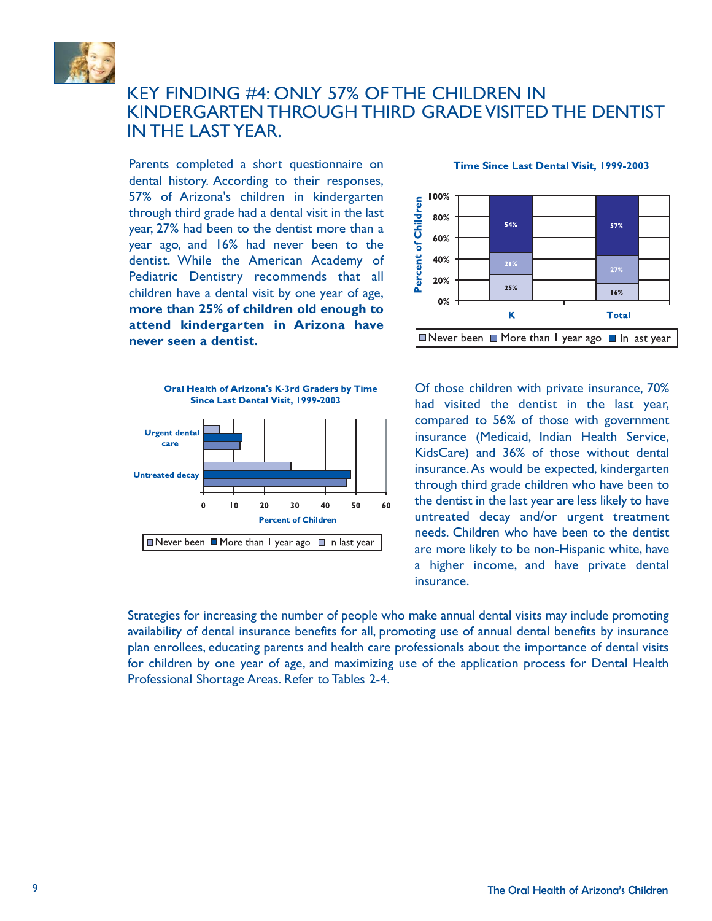# KEY FINDING #4: ONLY 57% OF THE CHILDREN IN KINDERGARTEN THROUGH THIRD GRADE VISITED THE DENTIST IN THE LAST YEAR.

Parents completed a short questionnaire on dental history. According to their responses, 57% of Arizona's children in kindergarten through third grade had a dental visit in the last year, 27% had been to the dentist more than a year ago, and 16% had never been to the dentist. While the American Academy of Pediatric Dentistry recommends that all children have a dental visit by one year of age, **more than 25% of children old enough to attend kindergarten in Arizona have never seen a dentist.**

**Time Since Last Dental Visit, 1999-2003**

| | K | Total |
|---|---|---|
| Never been | 25% | 16% |
| More than 1 year ago | 21% | 27% |
| In last year | 54% | 57% |

**Oral Health of Arizona's K-3rd Graders by Time Since Last Dental Visit, 1999-2003**

Urgent dental care; Untreated decay — Percent of Children (0–60). Legend: Never been, More than 1 year ago, In last year.

Of those children with private insurance, 70% had visited the dentist in the last year, compared to 56% of those with government insurance (Medicaid, Indian Health Service, KidsCare) and 36% of those without dental insurance. As would be expected, kindergarten through third grade children who have been to the dentist in the last year are less likely to have untreated decay and/or urgent treatment needs. Children who have been to the dentist are more likely to be non-Hispanic white, have a higher income, and have private dental insurance.

Strategies for increasing the number of people who make annual dental visits may include promoting availability of dental insurance benefits for all, promoting use of annual dental benefits by insurance plan enrollees, educating parents and health care professionals about the importance of dental visits for children by one year of age, and maximizing use of the application process for Dental Health Professional Shortage Areas. Refer to Tables 2-4.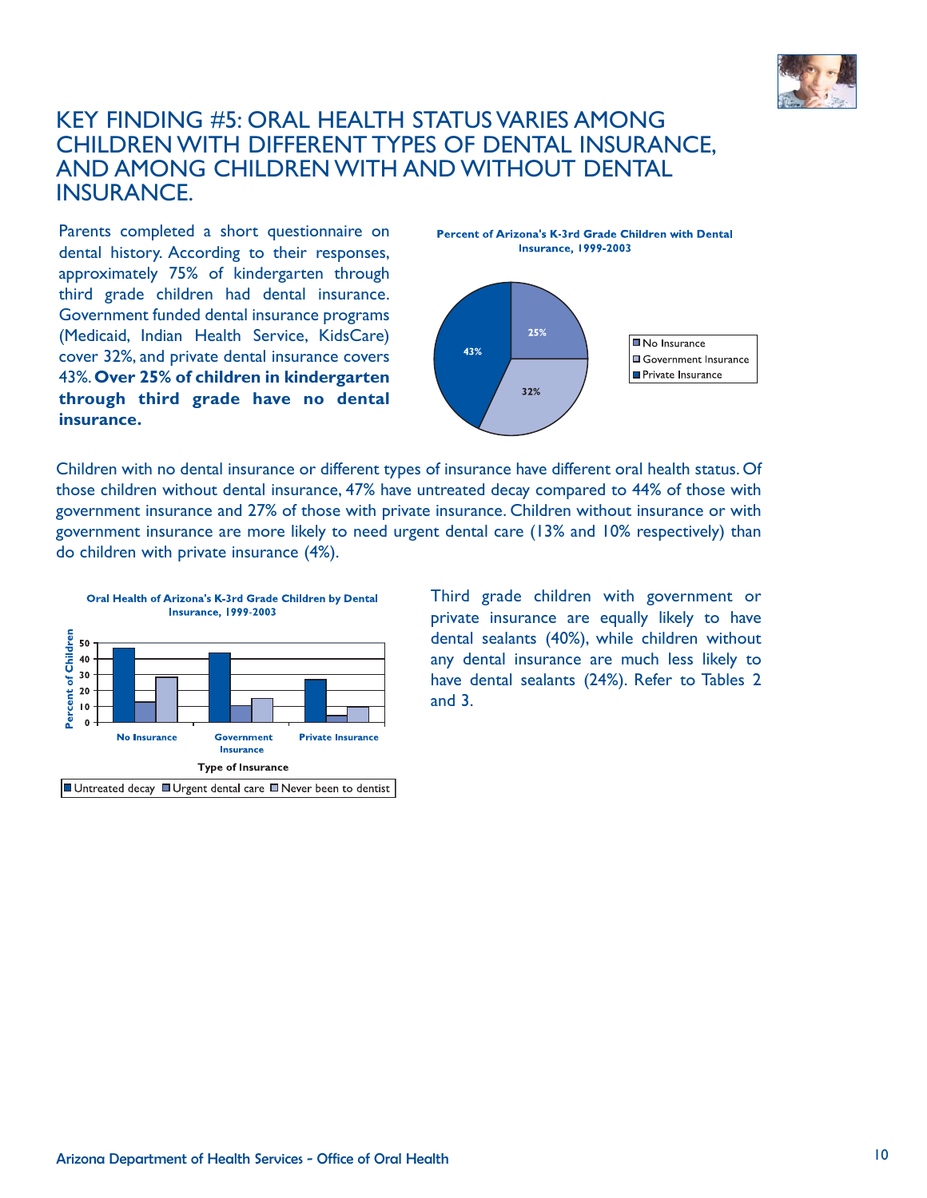# KEY FINDING #5: ORAL HEALTH STATUS VARIES AMONG CHILDREN WITH DIFFERENT TYPES OF DENTAL INSURANCE, AND AMONG CHILDREN WITH AND WITHOUT DENTAL INSURANCE.

Parents completed a short questionnaire on dental history. According to their responses, approximately 75% of kindergarten through third grade children had dental insurance. Government funded dental insurance programs (Medicaid, Indian Health Service, KidsCare) cover 32%, and private dental insurance covers 43%. **Over 25% of children in kindergarten through third grade have no dental insurance.**

**Percent of Arizona's K-3rd Grade Children with Dental Insurance, 1999-2003**

| Type | Percent |
|---|---|
| No Insurance | 25% |
| Government Insurance | 32% |
| Private Insurance | 43% |

Children with no dental insurance or different types of insurance have different oral health status. Of those children without dental insurance, 47% have untreated decay compared to 44% of those with government insurance and 27% of those with private insurance. Children without insurance or with government insurance are more likely to need urgent dental care (13% and 10% respectively) than do children with private insurance (4%).

**Oral Health of Arizona's K-3rd Grade Children by Dental Insurance, 1999-2003**

| Type of Insurance | Untreated decay | Urgent dental care | Never been to dentist |
|---|---|---|---|
| No Insurance | 47 | 13 | 28 |
| Government Insurance | 44 | 10 | 15 |
| Private Insurance | 27 | 4 | 9 |

Third grade children with government or private insurance are equally likely to have dental sealants (40%), while children without any dental insurance are much less likely to have dental sealants (24%). Refer to Tables 2 and 3.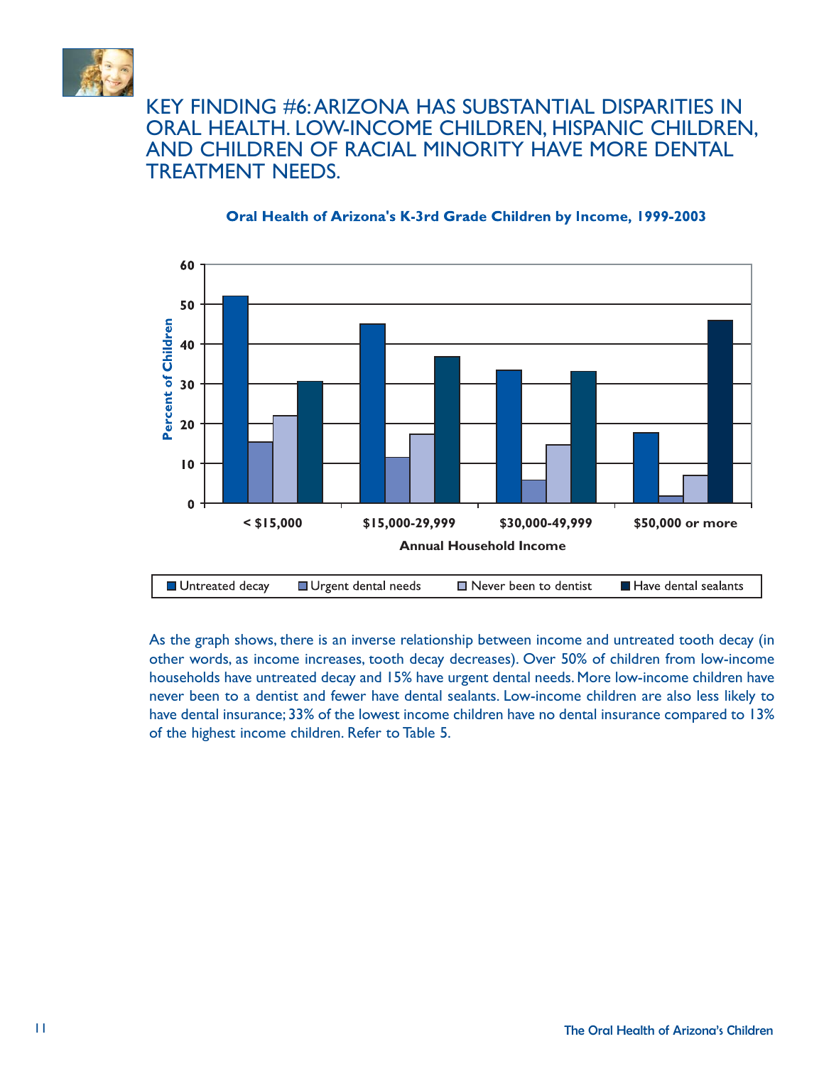# KEY FINDING #6: ARIZONA HAS SUBSTANTIAL DISPARITIES IN ORAL HEALTH. LOW-INCOME CHILDREN, HISPANIC CHILDREN, AND CHILDREN OF RACIAL MINORITY HAVE MORE DENTAL TREATMENT NEEDS.

**Oral Health of Arizona's K-3rd Grade Children by Income, 1999-2003**

As the graph shows, there is an inverse relationship between income and untreated tooth decay (in other words, as income increases, tooth decay decreases). Over 50% of children from low-income households have untreated decay and 15% have urgent dental needs. More low-income children have never been to a dentist and fewer have dental sealants. Low-income children are also less likely to have dental insurance; 33% of the lowest income children have no dental insurance compared to 13% of the highest income children. Refer to Table 5.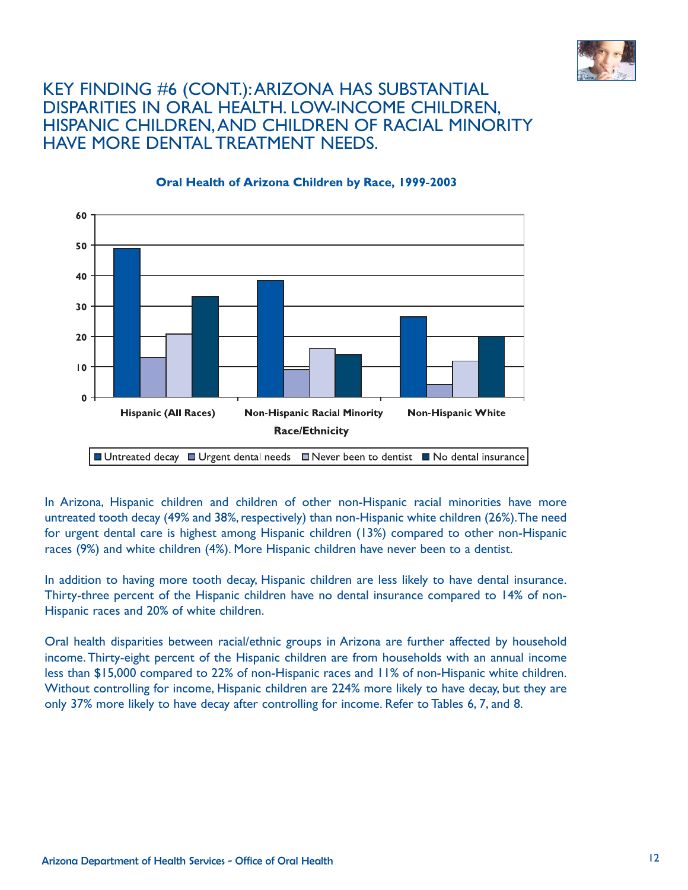# KEY FINDING #6 (CONT.): ARIZONA HAS SUBSTANTIAL DISPARITIES IN ORAL HEALTH. LOW-INCOME CHILDREN, HISPANIC CHILDREN, AND CHILDREN OF RACIAL MINORITY HAVE MORE DENTAL TREATMENT NEEDS.

**Oral Health of Arizona Children by Race, 1999-2003**

In Arizona, Hispanic children and children of other non-Hispanic racial minorities have more untreated tooth decay (49% and 38%, respectively) than non-Hispanic white children (26%). The need for urgent dental care is highest among Hispanic children (13%) compared to other non-Hispanic races (9%) and white children (4%). More Hispanic children have never been to a dentist.

In addition to having more tooth decay, Hispanic children are less likely to have dental insurance. Thirty-three percent of the Hispanic children have no dental insurance compared to 14% of non-Hispanic races and 20% of white children.

Oral health disparities between racial/ethnic groups in Arizona are further affected by household income. Thirty-eight percent of the Hispanic children are from households with an annual income less than $15,000 compared to 22% of non-Hispanic races and 11% of non-Hispanic white children. Without controlling for income, Hispanic children are 224% more likely to have decay, but they are only 37% more likely to have decay after controlling for income. Refer to Tables 6, 7, and 8.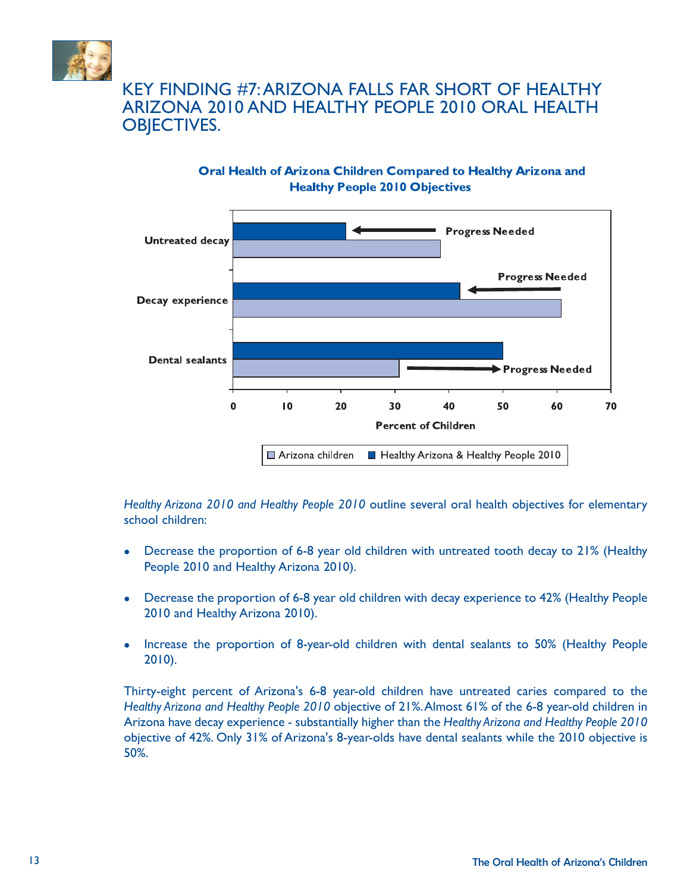## KEY FINDING #7: ARIZONA FALLS FAR SHORT OF HEALTHY ARIZONA 2010 AND HEALTHY PEOPLE 2010 ORAL HEALTH OBJECTIVES.

**Oral Health of Arizona Children Compared to Healthy Arizona and Healthy People 2010 Objectives**

| | Arizona children | Healthy Arizona & Healthy People 2010 |
|---|---|---|
| Untreated decay | 38 | 21 |
| Decay experience | 61 | 42 |
| Dental sealants | 31 | 50 |

*Healthy Arizona 2010 and Healthy People 2010* outline several oral health objectives for elementary school children:

- Decrease the proportion of 6-8 year old children with untreated tooth decay to 21% (Healthy People 2010 and Healthy Arizona 2010).
- Decrease the proportion of 6-8 year old children with decay experience to 42% (Healthy People 2010 and Healthy Arizona 2010).
- Increase the proportion of 8-year-old children with dental sealants to 50% (Healthy People 2010).

Thirty-eight percent of Arizona's 6-8 year-old children have untreated caries compared to the *Healthy Arizona and Healthy People 2010* objective of 21%. Almost 61% of the 6-8 year-old children in Arizona have decay experience - substantially higher than the *Healthy Arizona and Healthy People 2010* objective of 42%. Only 31% of Arizona's 8-year-olds have dental sealants while the 2010 objective is 50%.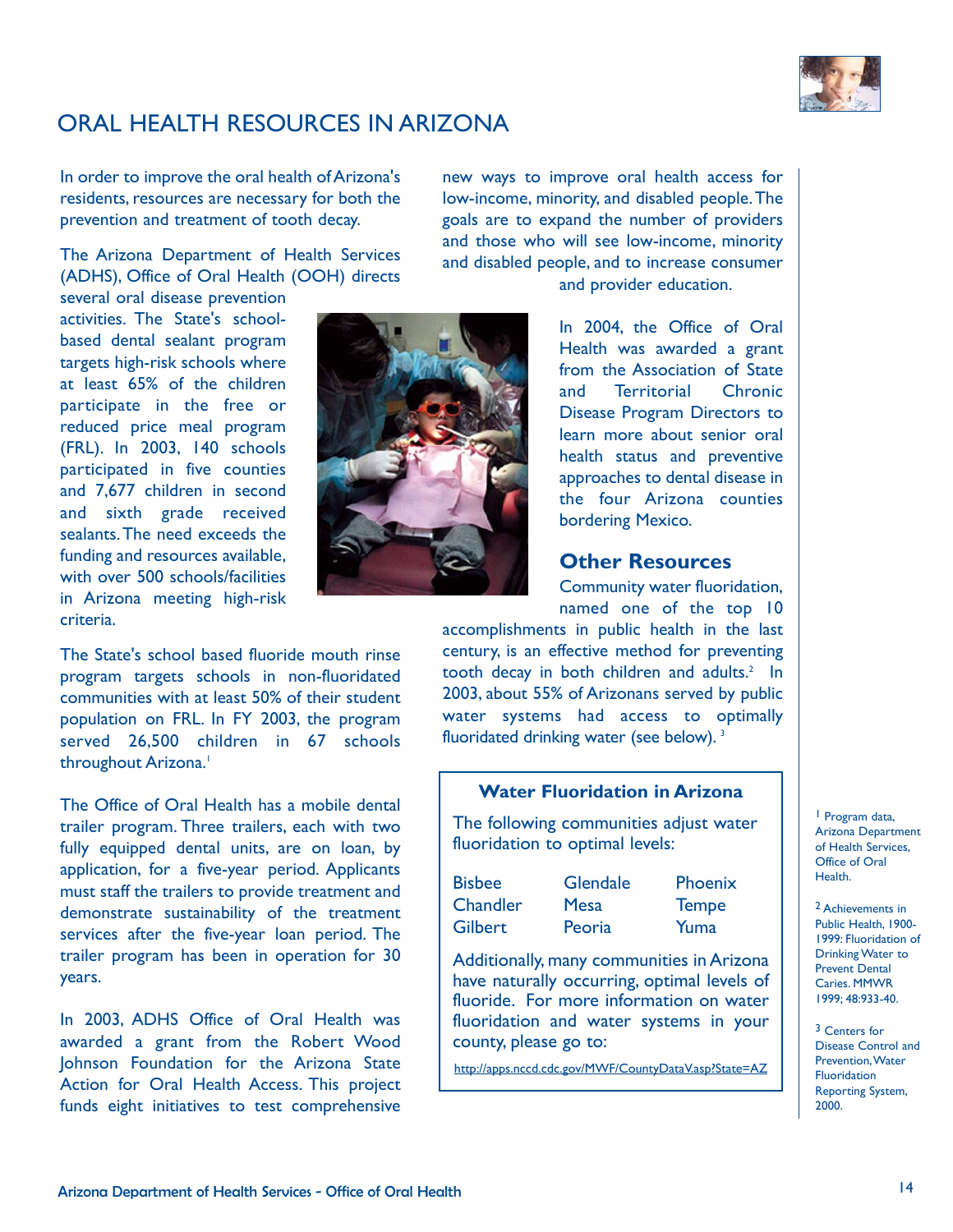# ORAL HEALTH RESOURCES IN ARIZONA

In order to improve the oral health of Arizona's residents, resources are necessary for both the prevention and treatment of tooth decay.

The Arizona Department of Health Services (ADHS), Office of Oral Health (OOH) directs several oral disease prevention activities. The State's school-based dental sealant program targets high-risk schools where at least 65% of the children participate in the free or reduced price meal program (FRL). In 2003, 140 schools participated in five counties and 7,677 children in second and sixth grade received sealants. The need exceeds the funding and resources available, with over 500 schools/facilities in Arizona meeting high-risk criteria.

The State's school based fluoride mouth rinse program targets schools in non-fluoridated communities with at least 50% of their student population on FRL. In FY 2003, the program served 26,500 children in 67 schools throughout Arizona.[1]

The Office of Oral Health has a mobile dental trailer program. Three trailers, each with two fully equipped dental units, are on loan, by application, for a five-year period. Applicants must staff the trailers to provide treatment and demonstrate sustainability of the treatment services after the five-year loan period. The trailer program has been in operation for 30 years.

In 2003, ADHS Office of Oral Health was awarded a grant from the Robert Wood Johnson Foundation for the Arizona State Action for Oral Health Access. This project funds eight initiatives to test comprehensive new ways to improve oral health access for low-income, minority, and disabled people. The goals are to expand the number of providers and those who will see low-income, minority and disabled people, and to increase consumer and provider education.

In 2004, the Office of Oral Health was awarded a grant from the Association of State and Territorial Chronic Disease Program Directors to learn more about senior oral health status and preventive approaches to dental disease in the four Arizona counties bordering Mexico.

## Other Resources

Community water fluoridation, named one of the top 10 accomplishments in public health in the last century, is an effective method for preventing tooth decay in both children and adults.[2] In 2003, about 55% of Arizonans served by public water systems had access to optimally fluoridated drinking water (see below).[3]

### Water Fluoridation in Arizona

The following communities adjust water fluoridation to optimal levels:

| | | |
|---|---|---|
| Bisbee | Glendale | Phoenix |
| Chandler | Mesa | Tempe |
| Gilbert | Peoria | Yuma |

Additionally, many communities in Arizona have naturally occurring, optimal levels of fluoride. For more information on water fluoridation and water systems in your county, please go to:

http://apps.nccd.cdc.gov/MWF/CountyDataV.asp?State=AZ

---

[1] Program data, Arizona Department of Health Services, Office of Oral Health.

[2] Achievements in Public Health, 1900-1999: Fluoridation of Drinking Water to Prevent Dental Caries. MMWR 1999; 48:933-40.

[3] Centers for Disease Control and Prevention, Water Fluoridation Reporting System, 2000.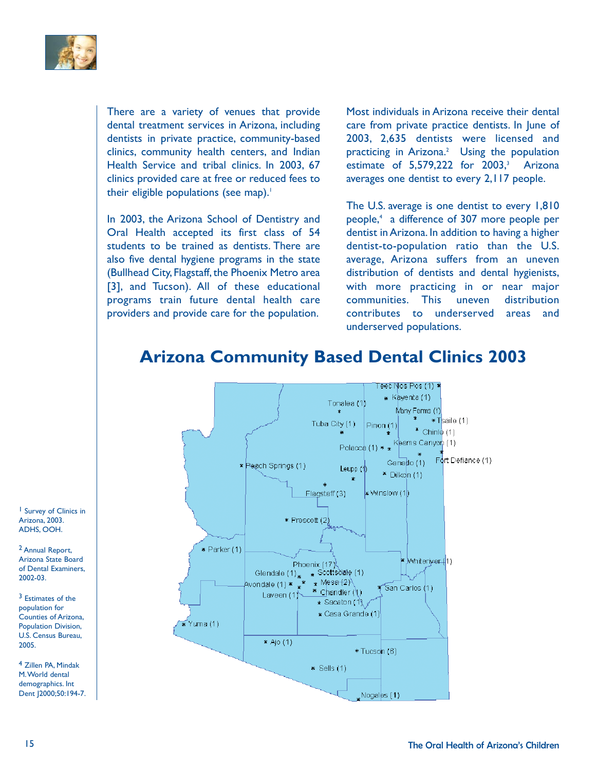There are a variety of venues that provide dental treatment services in Arizona, including dentists in private practice, community-based clinics, community health centers, and Indian Health Service and tribal clinics. In 2003, 67 clinics provided care at free or reduced fees to their eligible populations (see map).[1]

In 2003, the Arizona School of Dentistry and Oral Health accepted its first class of 54 students to be trained as dentists. There are also five dental hygiene programs in the state (Bullhead City, Flagstaff, the Phoenix Metro area [3], and Tucson). All of these educational programs train future dental health care providers and provide care for the population.

Most individuals in Arizona receive their dental care from private practice dentists. In June of 2003, 2,635 dentists were licensed and practicing in Arizona.[2] Using the population estimate of 5,579,222 for 2003,[3] Arizona averages one dentist to every 2,117 people.

The U.S. average is one dentist to every 1,810 people,[4] a difference of 307 more people per dentist in Arizona. In addition to having a higher dentist-to-population ratio than the U.S. average, Arizona suffers from an uneven distribution of dentists and dental hygienists, with more practicing in or near major communities. This uneven distribution contributes to underserved areas and underserved populations.

## Arizona Community Based Dental Clinics 2003

Teec Nos Pos (1), Kayenta (1), Tonalea (1), Many Farms (1), Tsaile (1), Tuba City (1), Pinon (1), Chinle (1), Keams Canyon (1), Polacca (1), Ganado (1), Fort Defiance (1), Peach Springs (1), Leupp (1), Dilkon (1), Flagstaff (3), Winslow (1), Prescott (2), Parker (1), Whiteriver (1), Phoenix (17), Glendale (1), Scottsdale (1), Avondale (1), Mesa (2), Chandler (1), San Carlos (1), Laveen (1), Sacaton (1), Casa Grande (1), Yuma (1), Ajo (1), Tucson (8), Sells (1), Nogales (1)

[1] Survey of Clinics in Arizona, 2003. ADHS, OOH.

[2] Annual Report, Arizona State Board of Dental Examiners, 2002-03.

[3] Estimates of the population for Counties of Arizona, Population Division, U.S. Census Bureau, 2005.

[4] Zillen PA, Mindak M. World dental demographics. Int Dent J2000;50:194-7.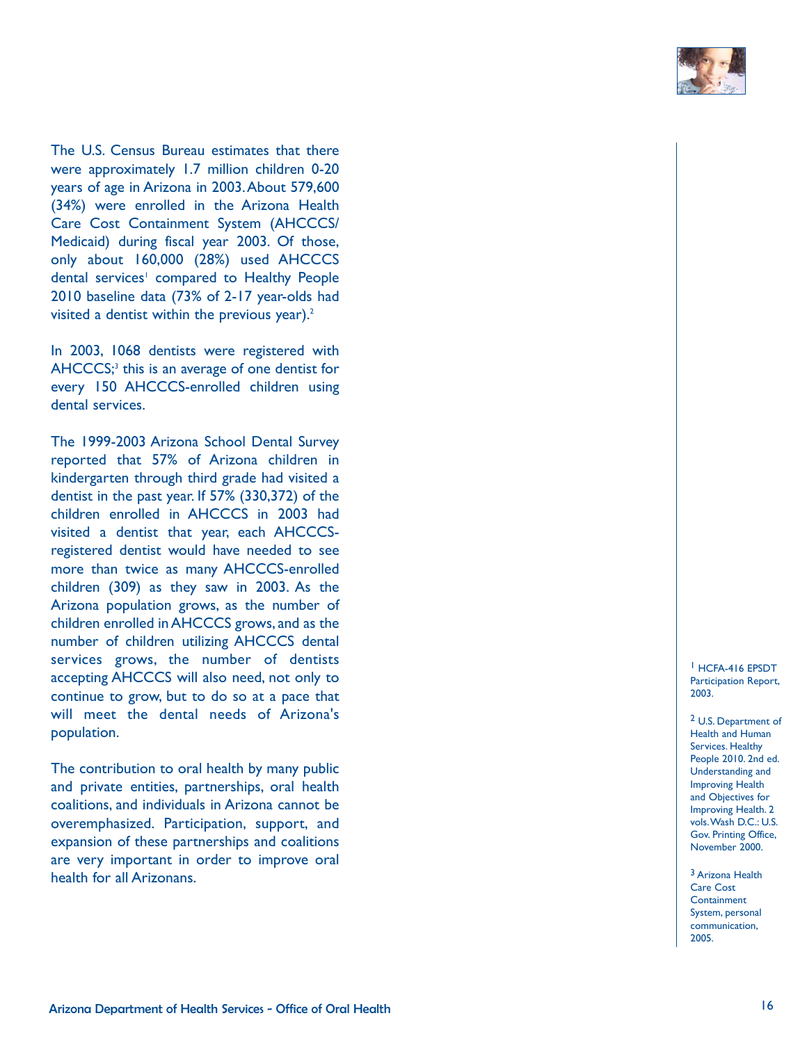The U.S. Census Bureau estimates that there were approximately 1.7 million children 0-20 years of age in Arizona in 2003. About 579,600 (34%) were enrolled in the Arizona Health Care Cost Containment System (AHCCCS/ Medicaid) during fiscal year 2003. Of those, only about 160,000 (28%) used AHCCCS dental services[1] compared to Healthy People 2010 baseline data (73% of 2-17 year-olds had visited a dentist within the previous year).[2]

In 2003, 1068 dentists were registered with AHCCCS;[3] this is an average of one dentist for every 150 AHCCCS-enrolled children using dental services.

The 1999-2003 Arizona School Dental Survey reported that 57% of Arizona children in kindergarten through third grade had visited a dentist in the past year. If 57% (330,372) of the children enrolled in AHCCCS in 2003 had visited a dentist that year, each AHCCCS-registered dentist would have needed to see more than twice as many AHCCCS-enrolled children (309) as they saw in 2003. As the Arizona population grows, as the number of children enrolled in AHCCCS grows, and as the number of children utilizing AHCCCS dental services grows, the number of dentists accepting AHCCCS will also need, not only to continue to grow, but to do so at a pace that will meet the dental needs of Arizona's population.

The contribution to oral health by many public and private entities, partnerships, oral health coalitions, and individuals in Arizona cannot be overemphasized. Participation, support, and expansion of these partnerships and coalitions are very important in order to improve oral health for all Arizonans.

[1] HCFA-416 EPSDT Participation Report, 2003.

[2] U.S. Department of Health and Human Services. Healthy People 2010. 2nd ed. Understanding and Improving Health and Objectives for Improving Health. 2 vols. Wash D.C.: U.S. Gov. Printing Office, November 2000.

[3] Arizona Health Care Cost Containment System, personal communication, 2005.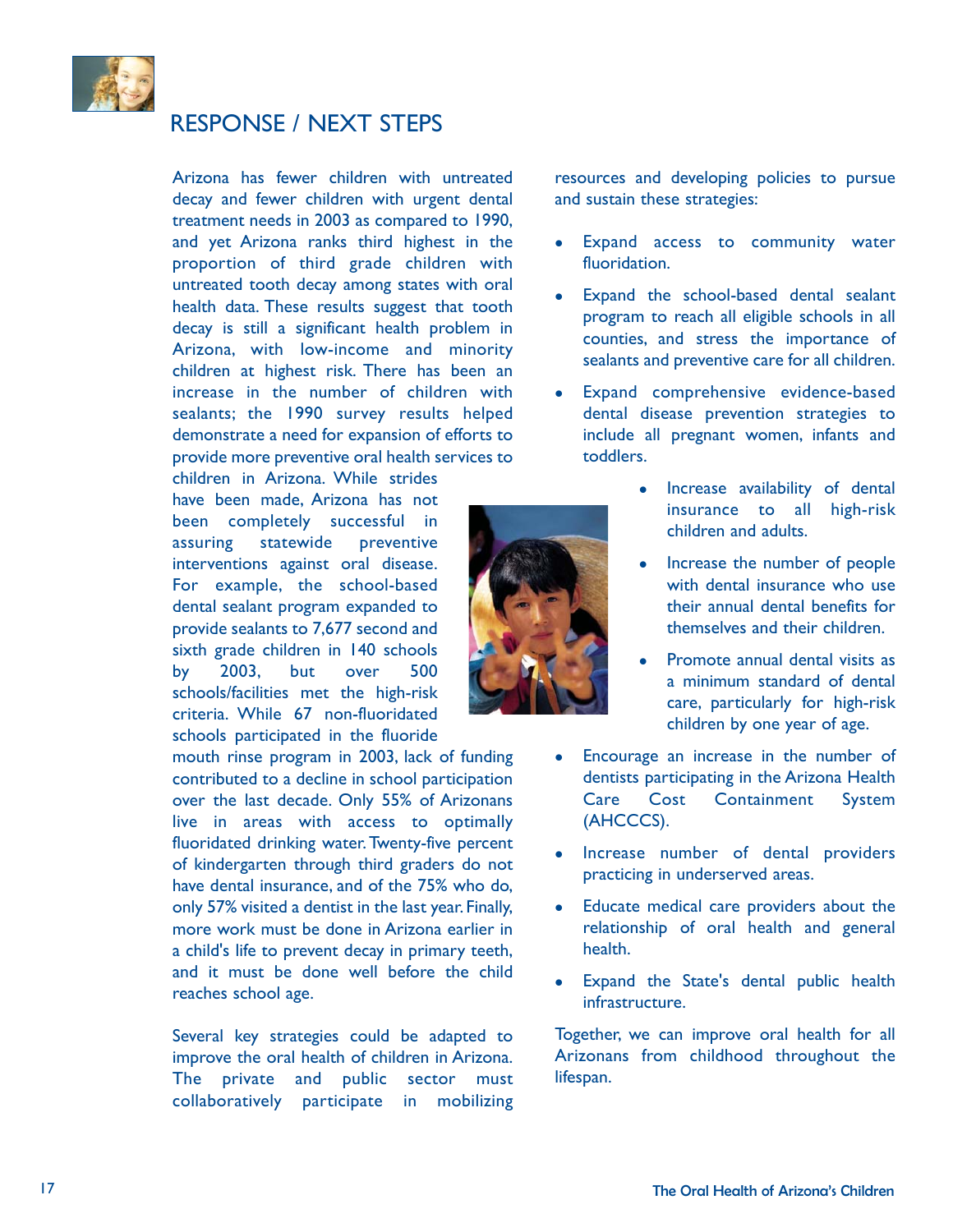## RESPONSE / NEXT STEPS

Arizona has fewer children with untreated decay and fewer children with urgent dental treatment needs in 2003 as compared to 1990, and yet Arizona ranks third highest in the proportion of third grade children with untreated tooth decay among states with oral health data. These results suggest that tooth decay is still a significant health problem in Arizona, with low-income and minority children at highest risk. There has been an increase in the number of children with sealants; the 1990 survey results helped demonstrate a need for expansion of efforts to provide more preventive oral health services to children in Arizona. While strides have been made, Arizona has not been completely successful in assuring statewide preventive interventions against oral disease. For example, the school-based dental sealant program expanded to provide sealants to 7,677 second and sixth grade children in 140 schools by 2003, but over 500 schools/facilities met the high-risk criteria. While 67 non-fluoridated schools participated in the fluoride mouth rinse program in 2003, lack of funding contributed to a decline in school participation over the last decade. Only 55% of Arizonans live in areas with access to optimally fluoridated drinking water. Twenty-five percent of kindergarten through third graders do not have dental insurance, and of the 75% who do, only 57% visited a dentist in the last year. Finally, more work must be done in Arizona earlier in a child's life to prevent decay in primary teeth, and it must be done well before the child reaches school age.

Several key strategies could be adapted to improve the oral health of children in Arizona. The private and public sector must collaboratively participate in mobilizing resources and developing policies to pursue and sustain these strategies:

- Expand access to community water fluoridation.
- Expand the school-based dental sealant program to reach all eligible schools in all counties, and stress the importance of sealants and preventive care for all children.
- Expand comprehensive evidence-based dental disease prevention strategies to include all pregnant women, infants and toddlers.
- Increase availability of dental insurance to all high-risk children and adults.
- Increase the number of people with dental insurance who use their annual dental benefits for themselves and their children.
- Promote annual dental visits as a minimum standard of dental care, particularly for high-risk children by one year of age.
- Encourage an increase in the number of dentists participating in the Arizona Health Care Cost Containment System (AHCCCS).
- Increase number of dental providers practicing in underserved areas.
- Educate medical care providers about the relationship of oral health and general health.
- Expand the State's dental public health infrastructure.

Together, we can improve oral health for all Arizonans from childhood throughout the lifespan.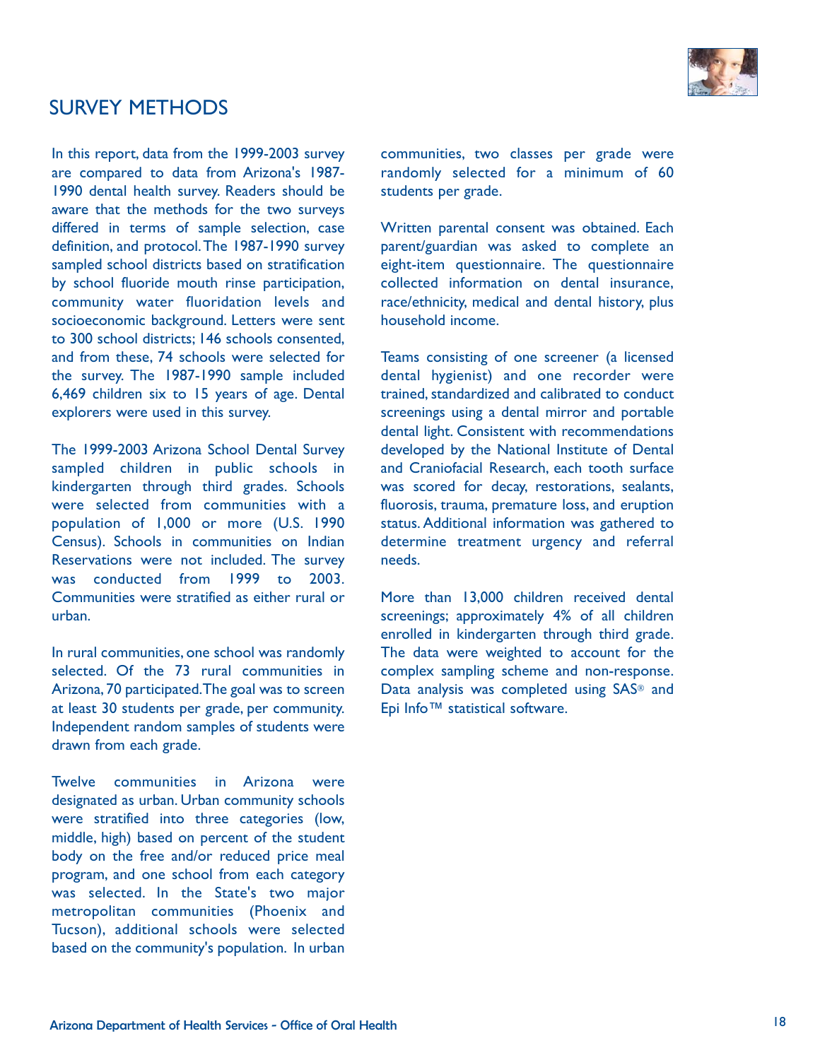## SURVEY METHODS

In this report, data from the 1999-2003 survey are compared to data from Arizona's 1987-1990 dental health survey. Readers should be aware that the methods for the two surveys differed in terms of sample selection, case definition, and protocol. The 1987-1990 survey sampled school districts based on stratification by school fluoride mouth rinse participation, community water fluoridation levels and socioeconomic background. Letters were sent to 300 school districts; 146 schools consented, and from these, 74 schools were selected for the survey. The 1987-1990 sample included 6,469 children six to 15 years of age. Dental explorers were used in this survey.

The 1999-2003 Arizona School Dental Survey sampled children in public schools in kindergarten through third grades. Schools were selected from communities with a population of 1,000 or more (U.S. 1990 Census). Schools in communities on Indian Reservations were not included. The survey was conducted from 1999 to 2003. Communities were stratified as either rural or urban.

In rural communities, one school was randomly selected. Of the 73 rural communities in Arizona, 70 participated. The goal was to screen at least 30 students per grade, per community. Independent random samples of students were drawn from each grade.

Twelve communities in Arizona were designated as urban. Urban community schools were stratified into three categories (low, middle, high) based on percent of the student body on the free and/or reduced price meal program, and one school from each category was selected. In the State's two major metropolitan communities (Phoenix and Tucson), additional schools were selected based on the community's population. In urban communities, two classes per grade were randomly selected for a minimum of 60 students per grade.

Written parental consent was obtained. Each parent/guardian was asked to complete an eight-item questionnaire. The questionnaire collected information on dental insurance, race/ethnicity, medical and dental history, plus household income.

Teams consisting of one screener (a licensed dental hygienist) and one recorder were trained, standardized and calibrated to conduct screenings using a dental mirror and portable dental light. Consistent with recommendations developed by the National Institute of Dental and Craniofacial Research, each tooth surface was scored for decay, restorations, sealants, fluorosis, trauma, premature loss, and eruption status. Additional information was gathered to determine treatment urgency and referral needs.

More than 13,000 children received dental screenings; approximately 4% of all children enrolled in kindergarten through third grade. The data were weighted to account for the complex sampling scheme and non-response. Data analysis was completed using SAS® and Epi Info™ statistical software.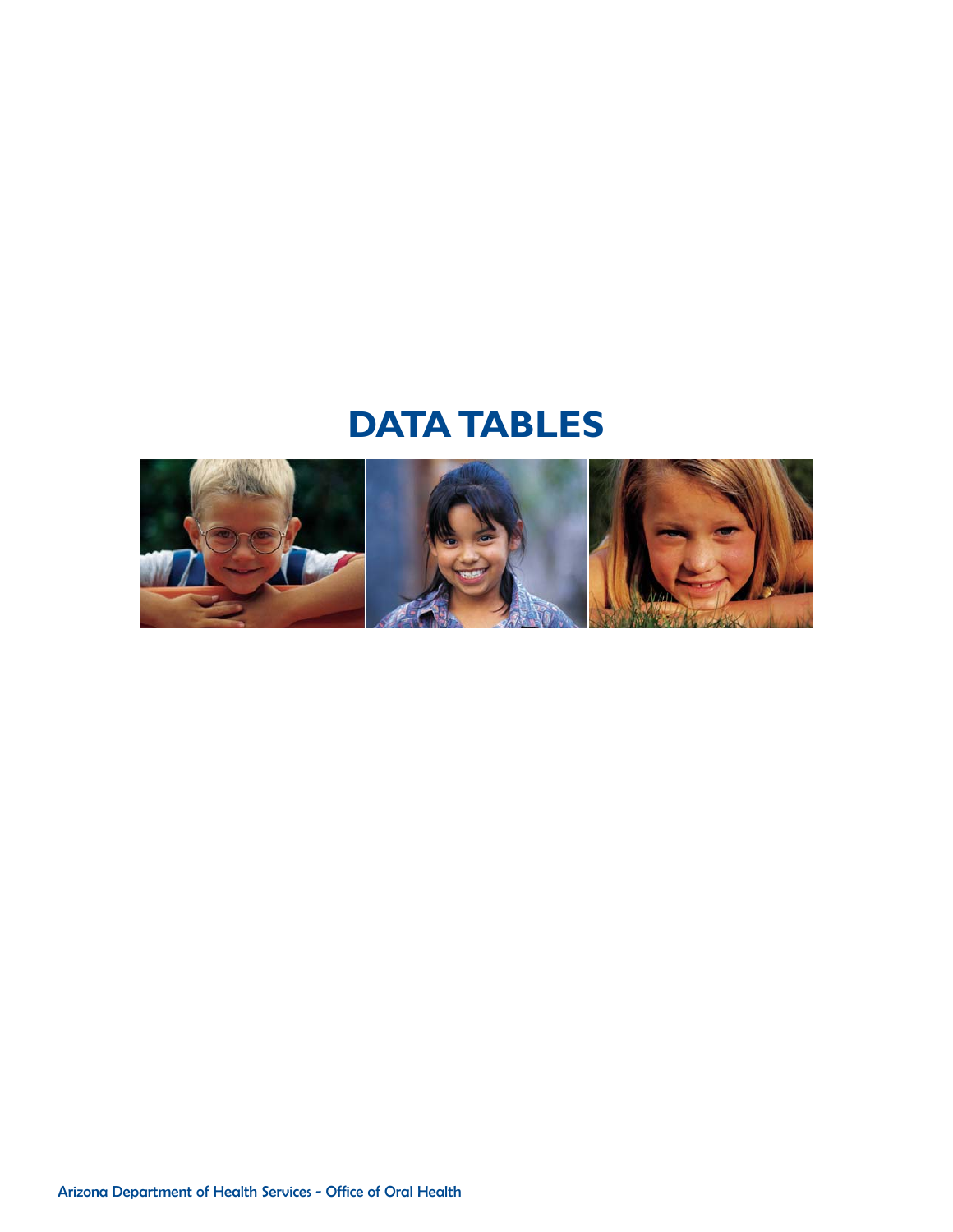# DATA TABLES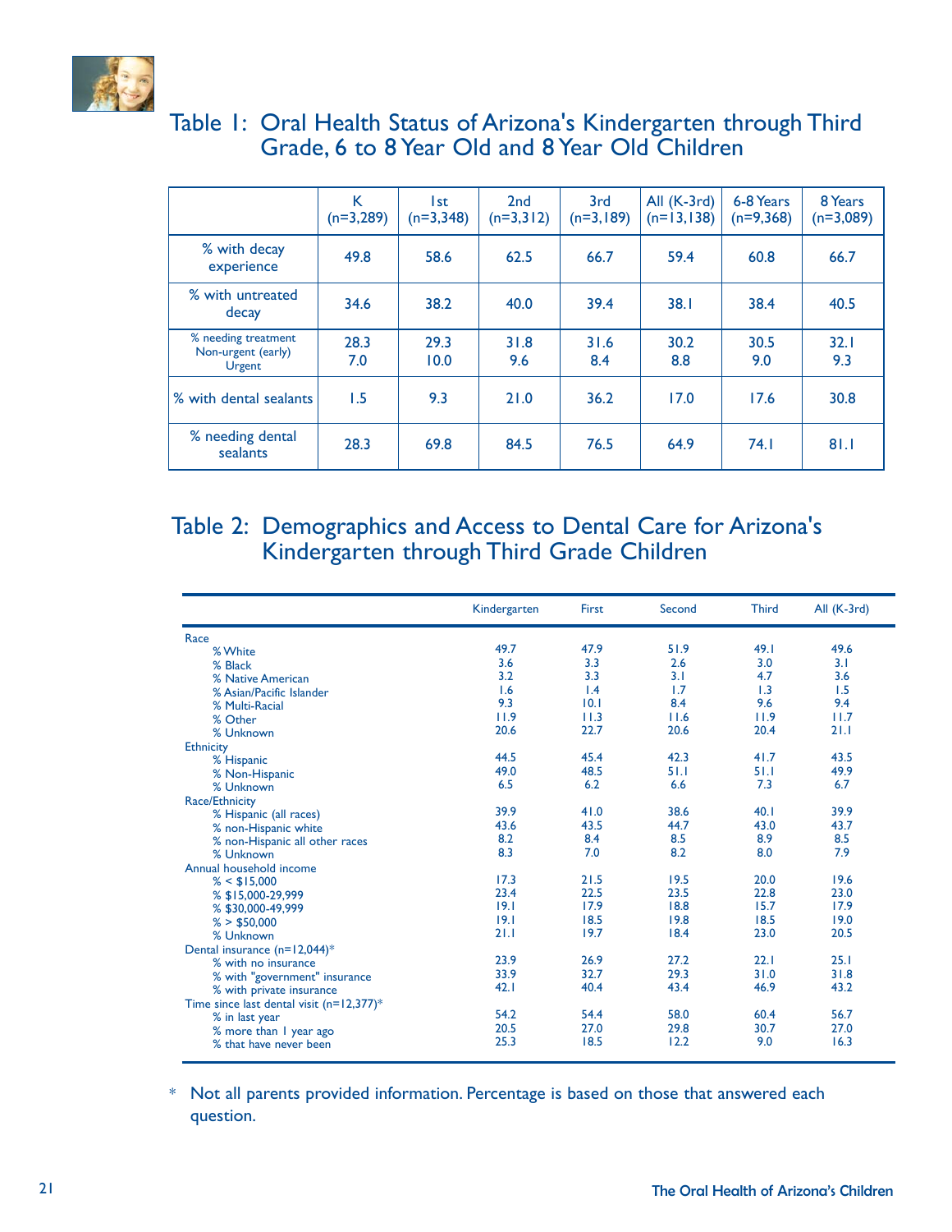## Table 1: Oral Health Status of Arizona's Kindergarten through Third Grade, 6 to 8 Year Old and 8 Year Old Children

| | K (n=3,289) | 1st (n=3,348) | 2nd (n=3,312) | 3rd (n=3,189) | All (K-3rd) (n=13,138) | 6-8 Years (n=9,368) | 8 Years (n=3,089) |
|---|---|---|---|---|---|---|---|
| % with decay experience | 49.8 | 58.6 | 62.5 | 66.7 | 59.4 | 60.8 | 66.7 |
| % with untreated decay | 34.6 | 38.2 | 40.0 | 39.4 | 38.1 | 38.4 | 40.5 |
| % needing treatment Non-urgent (early) | 28.3 | 29.3 | 31.8 | 31.6 | 30.2 | 30.5 | 32.1 |
| Urgent | 7.0 | 10.0 | 9.6 | 8.4 | 8.8 | 9.0 | 9.3 |
| % with dental sealants | 1.5 | 9.3 | 21.0 | 36.2 | 17.0 | 17.6 | 30.8 |
| % needing dental sealants | 28.3 | 69.8 | 84.5 | 76.5 | 64.9 | 74.1 | 81.1 |

## Table 2: Demographics and Access to Dental Care for Arizona's Kindergarten through Third Grade Children

| | Kindergarten | First | Second | Third | All (K-3rd) |
|---|---|---|---|---|---|
| **Race** | | | | | |
| % White | 49.7 | 47.9 | 51.9 | 49.1 | 49.6 |
| % Black | 3.6 | 3.3 | 2.6 | 3.0 | 3.1 |
| % Native American | 3.2 | 3.3 | 3.1 | 4.7 | 3.6 |
| % Asian/Pacific Islander | 1.6 | 1.4 | 1.7 | 1.3 | 1.5 |
| % Multi-Racial | 9.3 | 10.1 | 8.4 | 9.6 | 9.4 |
| % Other | 11.9 | 11.3 | 11.6 | 11.9 | 11.7 |
| % Unknown | 20.6 | 22.7 | 20.6 | 20.4 | 21.1 |
| **Ethnicity** | | | | | |
| % Hispanic | 44.5 | 45.4 | 42.3 | 41.7 | 43.5 |
| % Non-Hispanic | 49.0 | 48.5 | 51.1 | 51.1 | 49.9 |
| % Unknown | 6.5 | 6.2 | 6.6 | 7.3 | 6.7 |
| **Race/Ethnicity** | | | | | |
| % Hispanic (all races) | 39.9 | 41.0 | 38.6 | 40.1 | 39.9 |
| % non-Hispanic white | 43.6 | 43.5 | 44.7 | 43.0 | 43.7 |
| % non-Hispanic all other races | 8.2 | 8.4 | 8.5 | 8.9 | 8.5 |
| % Unknown | 8.3 | 7.0 | 8.2 | 8.0 | 7.9 |
| **Annual household income** | | | | | |
| % < $15,000 | 17.3 | 21.5 | 19.5 | 20.0 | 19.6 |
| % $15,000-29,999 | 23.4 | 22.5 | 23.5 | 22.8 | 23.0 |
| % $30,000-49,999 | 19.1 | 17.9 | 18.8 | 15.7 | 17.9 |
| % > $50,000 | 19.1 | 18.5 | 19.8 | 18.5 | 19.0 |
| % Unknown | 21.1 | 19.7 | 18.4 | 23.0 | 20.5 |
| **Dental insurance (n=12,044)*** | | | | | |
| % with no insurance | 23.9 | 26.9 | 27.2 | 22.1 | 25.1 |
| % with "government" insurance | 33.9 | 32.7 | 29.3 | 31.0 | 31.8 |
| % with private insurance | 42.1 | 40.4 | 43.4 | 46.9 | 43.2 |
| **Time since last dental visit (n=12,377)*** | | | | | |
| % in last year | 54.2 | 54.4 | 58.0 | 60.4 | 56.7 |
| % more than 1 year ago | 20.5 | 27.0 | 29.8 | 30.7 | 27.0 |
| % that have never been | 25.3 | 18.5 | 12.2 | 9.0 | 16.3 |

* Not all parents provided information. Percentage is based on those that answered each question.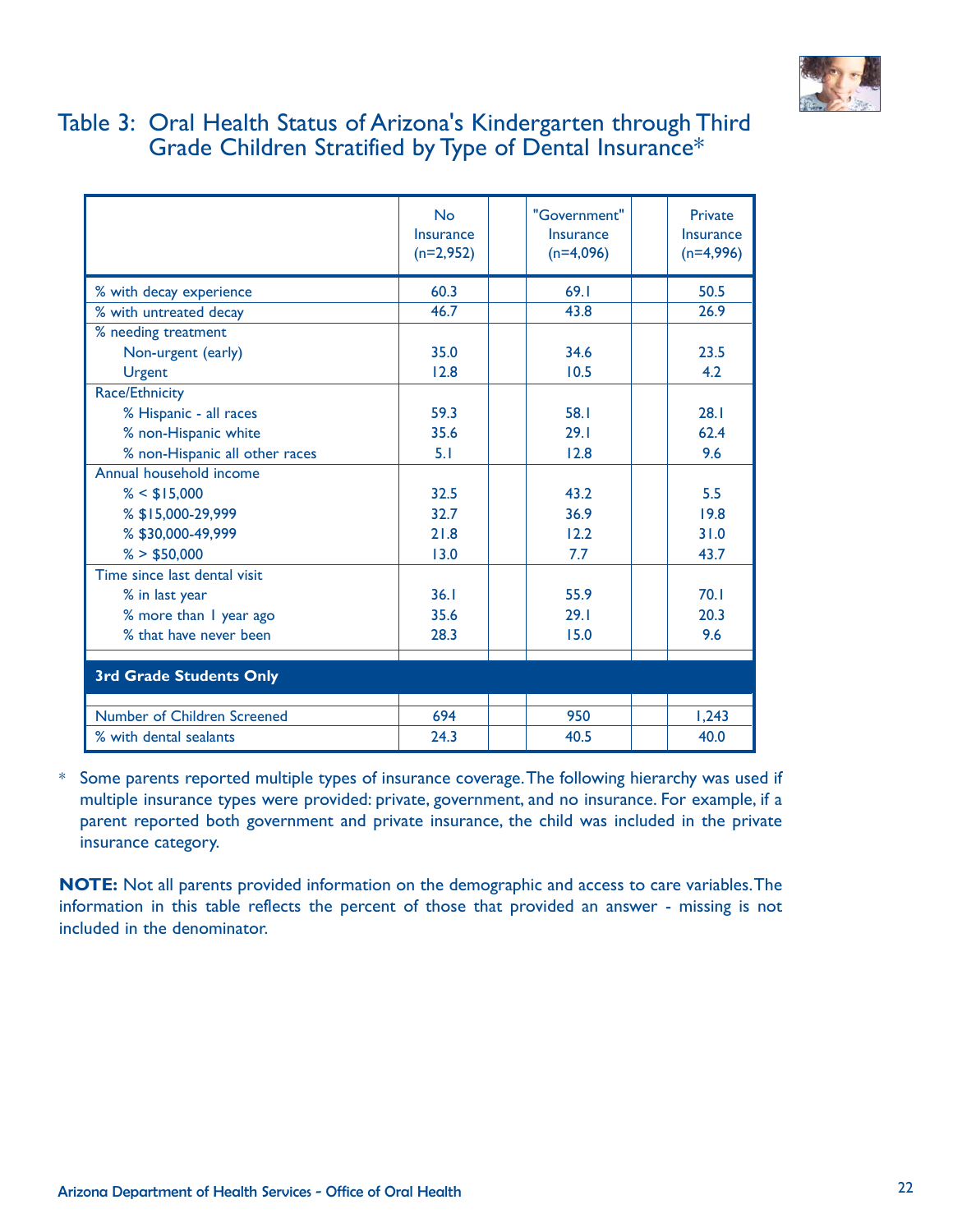## Table 3: Oral Health Status of Arizona's Kindergarten through Third Grade Children Stratified by Type of Dental Insurance*

| | No Insurance (n=2,952) | "Government" Insurance (n=4,096) | Private Insurance (n=4,996) |
|---|---|---|---|
| % with decay experience | 60.3 | 69.1 | 50.5 |
| % with untreated decay | 46.7 | 43.8 | 26.9 |
| % needing treatment | | | |
| Non-urgent (early) | 35.0 | 34.6 | 23.5 |
| Urgent | 12.8 | 10.5 | 4.2 |
| Race/Ethnicity | | | |
| % Hispanic - all races | 59.3 | 58.1 | 28.1 |
| % non-Hispanic white | 35.6 | 29.1 | 62.4 |
| % non-Hispanic all other races | 5.1 | 12.8 | 9.6 |
| Annual household income | | | |
| % < $15,000 | 32.5 | 43.2 | 5.5 |
| % $15,000-29,999 | 32.7 | 36.9 | 19.8 |
| % $30,000-49,999 | 21.8 | 12.2 | 31.0 |
| % > $50,000 | 13.0 | 7.7 | 43.7 |
| Time since last dental visit | | | |
| % in last year | 36.1 | 55.9 | 70.1 |
| % more than 1 year ago | 35.6 | 29.1 | 20.3 |
| % that have never been | 28.3 | 15.0 | 9.6 |
| **3rd Grade Students Only** | | | |
| Number of Children Screened | 694 | 950 | 1,243 |
| % with dental sealants | 24.3 | 40.5 | 40.0 |

* Some parents reported multiple types of insurance coverage. The following hierarchy was used if multiple insurance types were provided: private, government, and no insurance. For example, if a parent reported both government and private insurance, the child was included in the private insurance category.

**NOTE:** Not all parents provided information on the demographic and access to care variables. The information in this table reflects the percent of those that provided an answer - missing is not included in the denominator.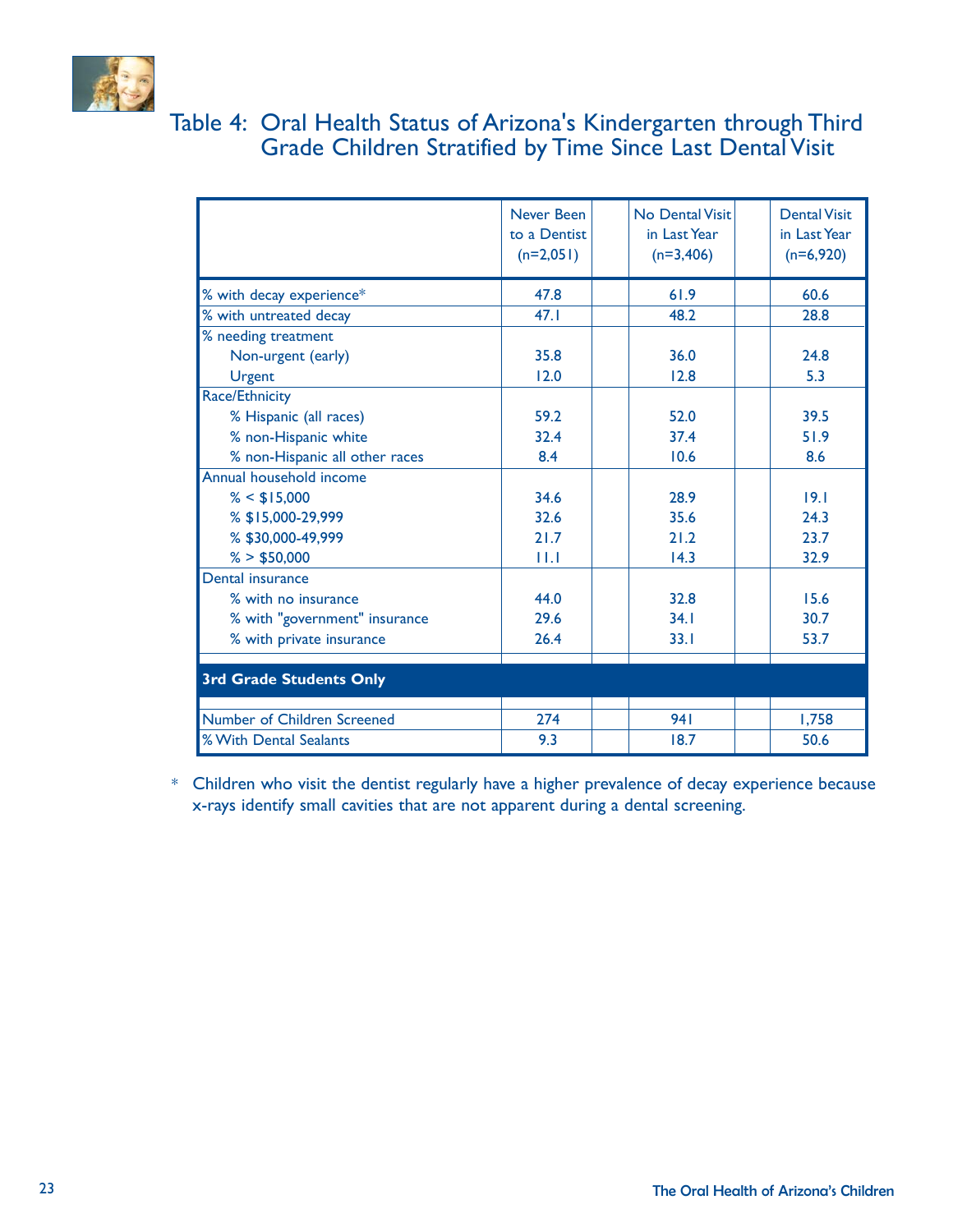## Table 4: Oral Health Status of Arizona's Kindergarten through Third Grade Children Stratified by Time Since Last Dental Visit

| | Never Been to a Dentist (n=2,051) | No Dental Visit in Last Year (n=3,406) | Dental Visit in Last Year (n=6,920) |
|---|---|---|---|
| % with decay experience* | 47.8 | 61.9 | 60.6 |
| % with untreated decay | 47.1 | 48.2 | 28.8 |
| % needing treatment | | | |
| Non-urgent (early) | 35.8 | 36.0 | 24.8 |
| Urgent | 12.0 | 12.8 | 5.3 |
| Race/Ethnicity | | | |
| % Hispanic (all races) | 59.2 | 52.0 | 39.5 |
| % non-Hispanic white | 32.4 | 37.4 | 51.9 |
| % non-Hispanic all other races | 8.4 | 10.6 | 8.6 |
| Annual household income | | | |
| % < $15,000 | 34.6 | 28.9 | 19.1 |
| % $15,000-29,999 | 32.6 | 35.6 | 24.3 |
| % $30,000-49,999 | 21.7 | 21.2 | 23.7 |
| % > $50,000 | 11.1 | 14.3 | 32.9 |
| Dental insurance | | | |
| % with no insurance | 44.0 | 32.8 | 15.6 |
| % with "government" insurance | 29.6 | 34.1 | 30.7 |
| % with private insurance | 26.4 | 33.1 | 53.7 |
| **3rd Grade Students Only** | | | |
| Number of Children Screened | 274 | 941 | 1,758 |
| % With Dental Sealants | 9.3 | 18.7 | 50.6 |

\* Children who visit the dentist regularly have a higher prevalence of decay experience because x-rays identify small cavities that are not apparent during a dental screening.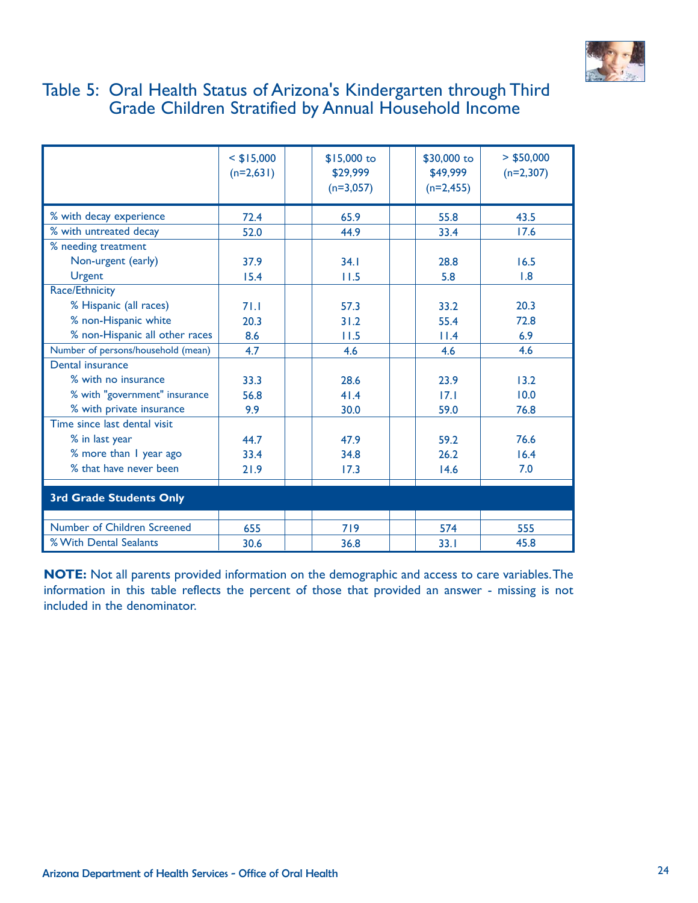# Table 5: Oral Health Status of Arizona's Kindergarten through Third Grade Children Stratified by Annual Household Income

| | < $15,000 (n=2,631) | $15,000 to $29,999 (n=3,057) | $30,000 to $49,999 (n=2,455) | > $50,000 (n=2,307) |
|---|---|---|---|---|
| % with decay experience | 72.4 | 65.9 | 55.8 | 43.5 |
| % with untreated decay | 52.0 | 44.9 | 33.4 | 17.6 |
| % needing treatment | | | | |
| Non-urgent (early) | 37.9 | 34.1 | 28.8 | 16.5 |
| Urgent | 15.4 | 11.5 | 5.8 | 1.8 |
| Race/Ethnicity | | | | |
| % Hispanic (all races) | 71.1 | 57.3 | 33.2 | 20.3 |
| % non-Hispanic white | 20.3 | 31.2 | 55.4 | 72.8 |
| % non-Hispanic all other races | 8.6 | 11.5 | 11.4 | 6.9 |
| Number of persons/household (mean) | 4.7 | 4.6 | 4.6 | 4.6 |
| Dental insurance | | | | |
| % with no insurance | 33.3 | 28.6 | 23.9 | 13.2 |
| % with "government" insurance | 56.8 | 41.4 | 17.1 | 10.0 |
| % with private insurance | 9.9 | 30.0 | 59.0 | 76.8 |
| Time since last dental visit | | | | |
| % in last year | 44.7 | 47.9 | 59.2 | 76.6 |
| % more than 1 year ago | 33.4 | 34.8 | 26.2 | 16.4 |
| % that have never been | 21.9 | 17.3 | 14.6 | 7.0 |
| **3rd Grade Students Only** | | | | |
| Number of Children Screened | 655 | 719 | 574 | 555 |
| % With Dental Sealants | 30.6 | 36.8 | 33.1 | 45.8 |

**NOTE:** Not all parents provided information on the demographic and access to care variables. The information in this table reflects the percent of those that provided an answer - missing is not included in the denominator.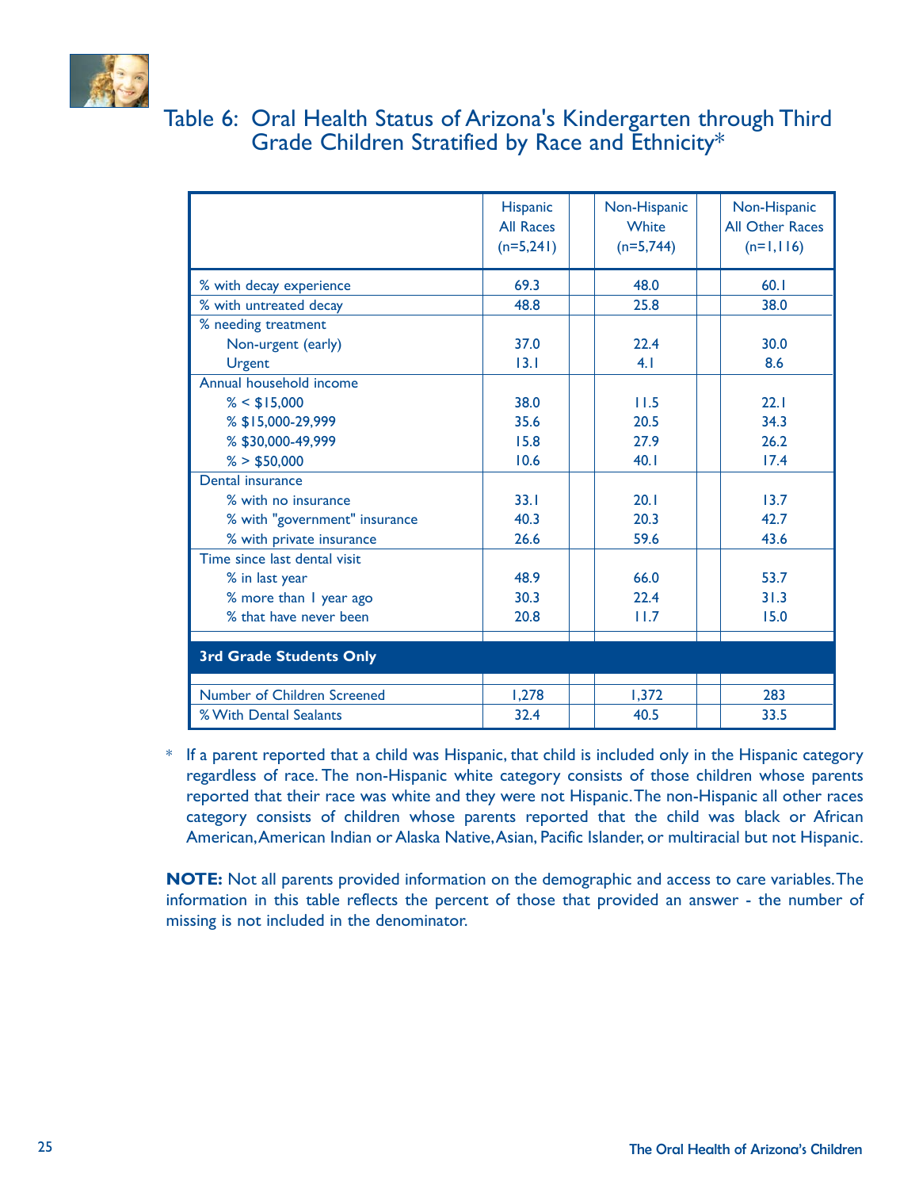# Table 6: Oral Health Status of Arizona's Kindergarten through Third Grade Children Stratified by Race and Ethnicity*

| | Hispanic All Races (n=5,241) | Non-Hispanic White (n=5,744) | Non-Hispanic All Other Races (n=1,116) |
|---|---|---|---|
| % with decay experience | 69.3 | 48.0 | 60.1 |
| % with untreated decay | 48.8 | 25.8 | 38.0 |
| % needing treatment | | | |
| Non-urgent (early) | 37.0 | 22.4 | 30.0 |
| Urgent | 13.1 | 4.1 | 8.6 |
| Annual household income | | | |
| % < $15,000 | 38.0 | 11.5 | 22.1 |
| % $15,000-29,999 | 35.6 | 20.5 | 34.3 |
| % $30,000-49,999 | 15.8 | 27.9 | 26.2 |
| % > $50,000 | 10.6 | 40.1 | 17.4 |
| Dental insurance | | | |
| % with no insurance | 33.1 | 20.1 | 13.7 |
| % with "government" insurance | 40.3 | 20.3 | 42.7 |
| % with private insurance | 26.6 | 59.6 | 43.6 |
| Time since last dental visit | | | |
| % in last year | 48.9 | 66.0 | 53.7 |
| % more than 1 year ago | 30.3 | 22.4 | 31.3 |
| % that have never been | 20.8 | 11.7 | 15.0 |
| **3rd Grade Students Only** | | | |
| Number of Children Screened | 1,278 | 1,372 | 283 |
| % With Dental Sealants | 32.4 | 40.5 | 33.5 |

\* If a parent reported that a child was Hispanic, that child is included only in the Hispanic category regardless of race. The non-Hispanic white category consists of those children whose parents reported that their race was white and they were not Hispanic. The non-Hispanic all other races category consists of children whose parents reported that the child was black or African American, American Indian or Alaska Native, Asian, Pacific Islander, or multiracial but not Hispanic.

**NOTE:** Not all parents provided information on the demographic and access to care variables. The information in this table reflects the percent of those that provided an answer - the number of missing is not included in the denominator.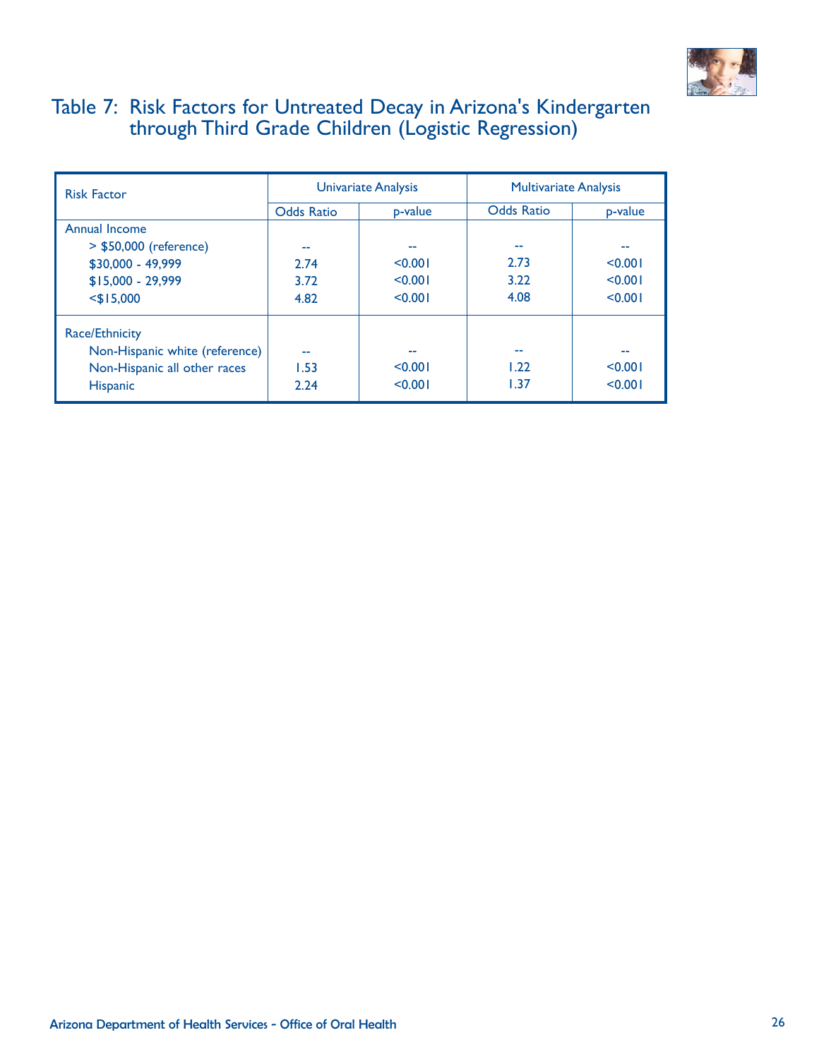# Table 7: Risk Factors for Untreated Decay in Arizona's Kindergarten through Third Grade Children (Logistic Regression)

| Risk Factor | Univariate Analysis | | Multivariate Analysis | |
|---|---|---|---|---|
| | Odds Ratio | p-value | Odds Ratio | p-value |
| **Annual Income** | | | | |
| > $50,000 (reference) | -- | -- | -- | -- |
| $30,000 - 49,999 | 2.74 | <0.001 | 2.73 | <0.001 |
| $15,000 - 29,999 | 3.72 | <0.001 | 3.22 | <0.001 |
| <$15,000 | 4.82 | <0.001 | 4.08 | <0.001 |
| **Race/Ethnicity** | | | | |
| Non-Hispanic white (reference) | -- | -- | -- | -- |
| Non-Hispanic all other races | 1.53 | <0.001 | 1.22 | <0.001 |
| Hispanic | 2.24 | <0.001 | 1.37 | <0.001 |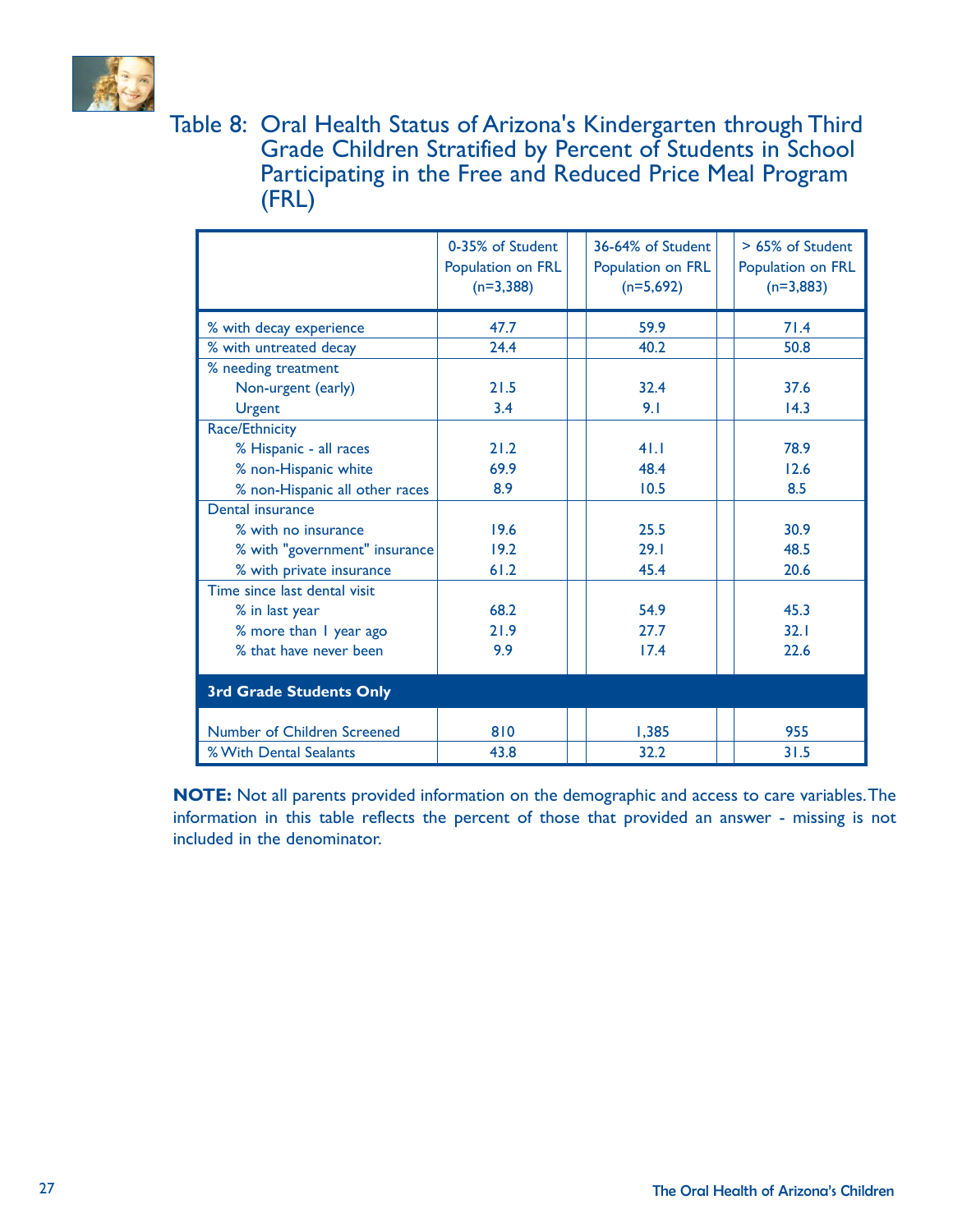## Table 8: Oral Health Status of Arizona's Kindergarten through Third Grade Children Stratified by Percent of Students in School Participating in the Free and Reduced Price Meal Program (FRL)

| | 0-35% of Student Population on FRL (n=3,388) | 36-64% of Student Population on FRL (n=5,692) | > 65% of Student Population on FRL (n=3,883) |
|---|---|---|---|
| % with decay experience | 47.7 | 59.9 | 71.4 |
| % with untreated decay | 24.4 | 40.2 | 50.8 |
| % needing treatment | | | |
| Non-urgent (early) | 21.5 | 32.4 | 37.6 |
| Urgent | 3.4 | 9.1 | 14.3 |
| Race/Ethnicity | | | |
| % Hispanic - all races | 21.2 | 41.1 | 78.9 |
| % non-Hispanic white | 69.9 | 48.4 | 12.6 |
| % non-Hispanic all other races | 8.9 | 10.5 | 8.5 |
| Dental insurance | | | |
| % with no insurance | 19.6 | 25.5 | 30.9 |
| % with "government" insurance | 19.2 | 29.1 | 48.5 |
| % with private insurance | 61.2 | 45.4 | 20.6 |
| Time since last dental visit | | | |
| % in last year | 68.2 | 54.9 | 45.3 |
| % more than 1 year ago | 21.9 | 27.7 | 32.1 |
| % that have never been | 9.9 | 17.4 | 22.6 |
| **3rd Grade Students Only** | | | |
| Number of Children Screened | 810 | 1,385 | 955 |
| % With Dental Sealants | 43.8 | 32.2 | 31.5 |

**NOTE:** Not all parents provided information on the demographic and access to care variables. The information in this table reflects the percent of those that provided an answer - missing is not included in the denominator.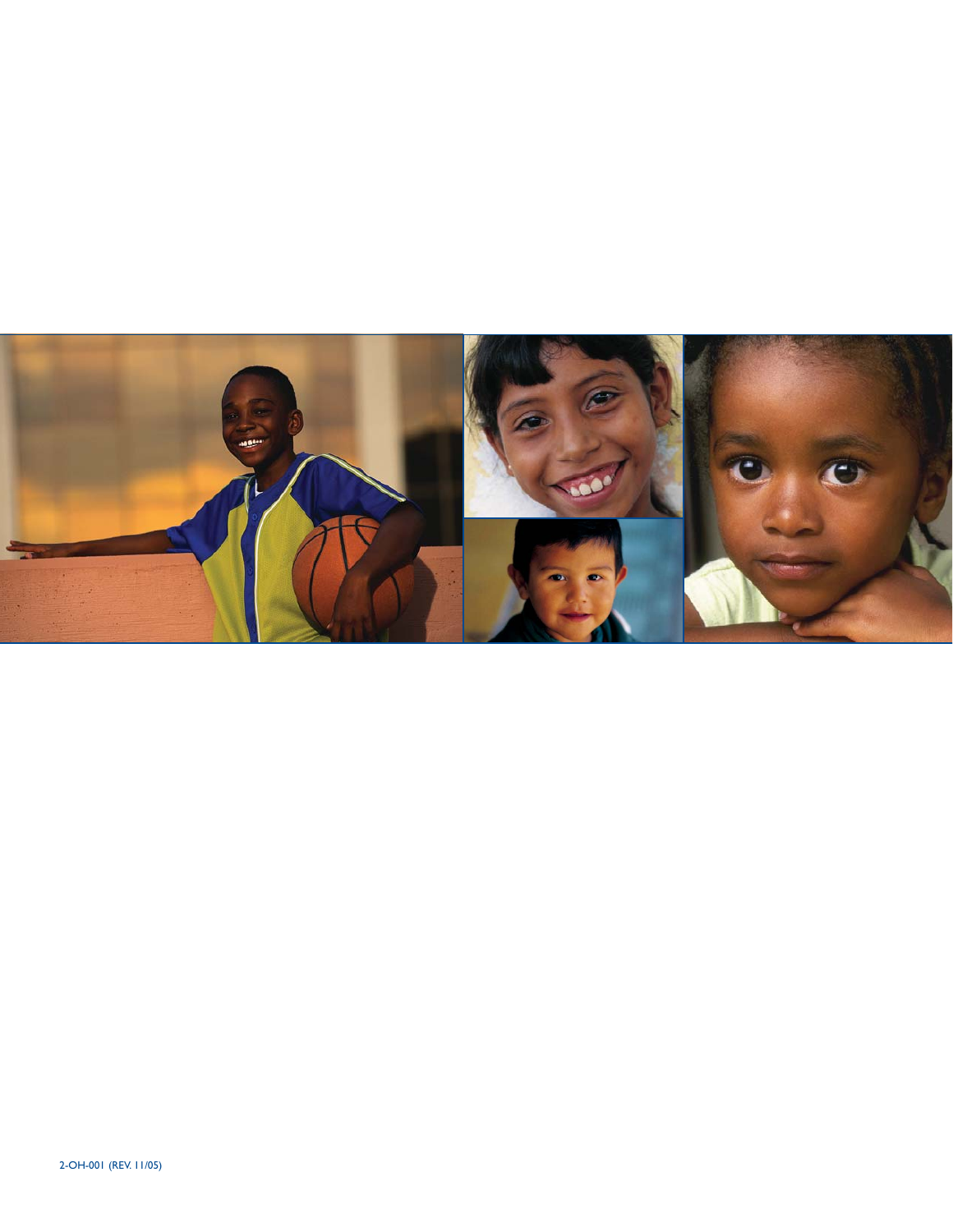2-OH-001 (REV. 11/05)